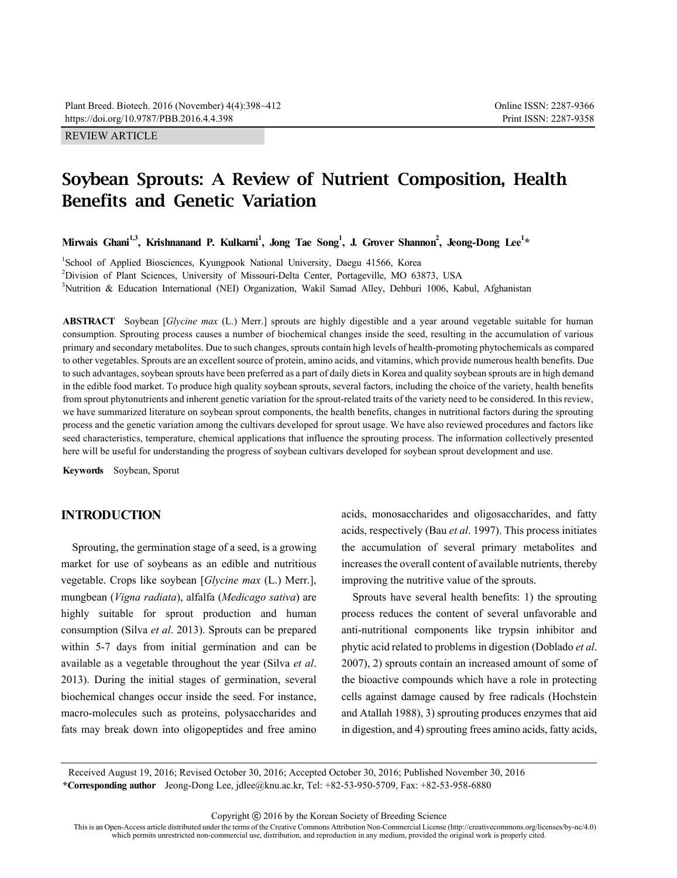REVIEW ARTICLE

# Soybean Sprouts: A Review of Nutrient Composition, Health Benefits and Genetic Variation

**Mirwais Ghani[1,3], Krishnanand P. Kulkarni[1], Jong Tae Song[1], J. Grover Shannon[2], Jeong-Dong Lee[1]***

[1]School of Applied Biosciences, Kyungpook National University, Daegu 41566, Korea

[2]Division of Plant Sciences, University of Missouri-Delta Center, Portageville, MO 63873, USA

[3]Nutrition & Education International (NEI) Organization, Wakil Samad Alley, Dehburi 1006, Kabul, Afghanistan

**ABSTRACT** Soybean [*Glycine max* (L.) Merr.] sprouts are highly digestible and a year around vegetable suitable for human consumption. Sprouting process causes a number of biochemical changes inside the seed, resulting in the accumulation of various primary and secondary metabolites. Due to such changes, sprouts contain high levels of health-promoting phytochemicals as compared to other vegetables. Sprouts are an excellent source of protein, amino acids, and vitamins, which provide numerous health benefits. Due to such advantages, soybean sprouts have been preferred as a part of daily diets in Korea and quality soybean sprouts are in high demand in the edible food market. To produce high quality soybean sprouts, several factors, including the choice of the variety, health benefits from sprout phytonutrients and inherent genetic variation for the sprout-related traits of the variety need to be considered. In this review, we have summarized literature on soybean sprout components, the health benefits, changes in nutritional factors during the sprouting process and the genetic variation among the cultivars developed for sprout usage. We have also reviewed procedures and factors like seed characteristics, temperature, chemical applications that influence the sprouting process. The information collectively presented here will be useful for understanding the progress of soybean cultivars developed for soybean sprout development and use.

**Keywords** Soybean, Sporut

## INTRODUCTION

Sprouting, the germination stage of a seed, is a growing market for use of soybeans as an edible and nutritious vegetable. Crops like soybean [*Glycine max* (L.) Merr.], mungbean (*Vigna radiata*), alfalfa (*Medicago sativa*) are highly suitable for sprout production and human consumption (Silva *et al*. 2013). Sprouts can be prepared within 5-7 days from initial germination and can be available as a vegetable throughout the year (Silva *et al*. 2013). During the initial stages of germination, several biochemical changes occur inside the seed. For instance, macro-molecules such as proteins, polysaccharides and fats may break down into oligopeptides and free amino acids, monosaccharides and oligosaccharides, and fatty acids, respectively (Bau *et al*. 1997). This process initiates the accumulation of several primary metabolites and increases the overall content of available nutrients, thereby improving the nutritive value of the sprouts.

Sprouts have several health benefits: 1) the sprouting process reduces the content of several unfavorable and anti-nutritional components like trypsin inhibitor and phytic acid related to problems in digestion (Doblado *et al*. 2007), 2) sprouts contain an increased amount of some of the bioactive compounds which have a role in protecting cells against damage caused by free radicals (Hochstein and Atallah 1988), 3) sprouting produces enzymes that aid in digestion, and 4) sprouting frees amino acids, fatty acids,

Received August 19, 2016; Revised October 30, 2016; Accepted October 30, 2016; Published November 30, 2016

***Corresponding author** Jeong-Dong Lee, jdlee@knu.ac.kr, Tel: +82-53-950-5709, Fax: +82-53-958-6880

Copyright © 2016 by the Korean Society of Breeding Science

This is an Open-Access article distributed under the terms of the Creative Commons Attribution Non-Commercial License (http://creativecommons.org/licenses/by-nc/4.0) which permits unrestricted non-commercial use, distribution, and reproduction in any medium, provided the original work is properly cited.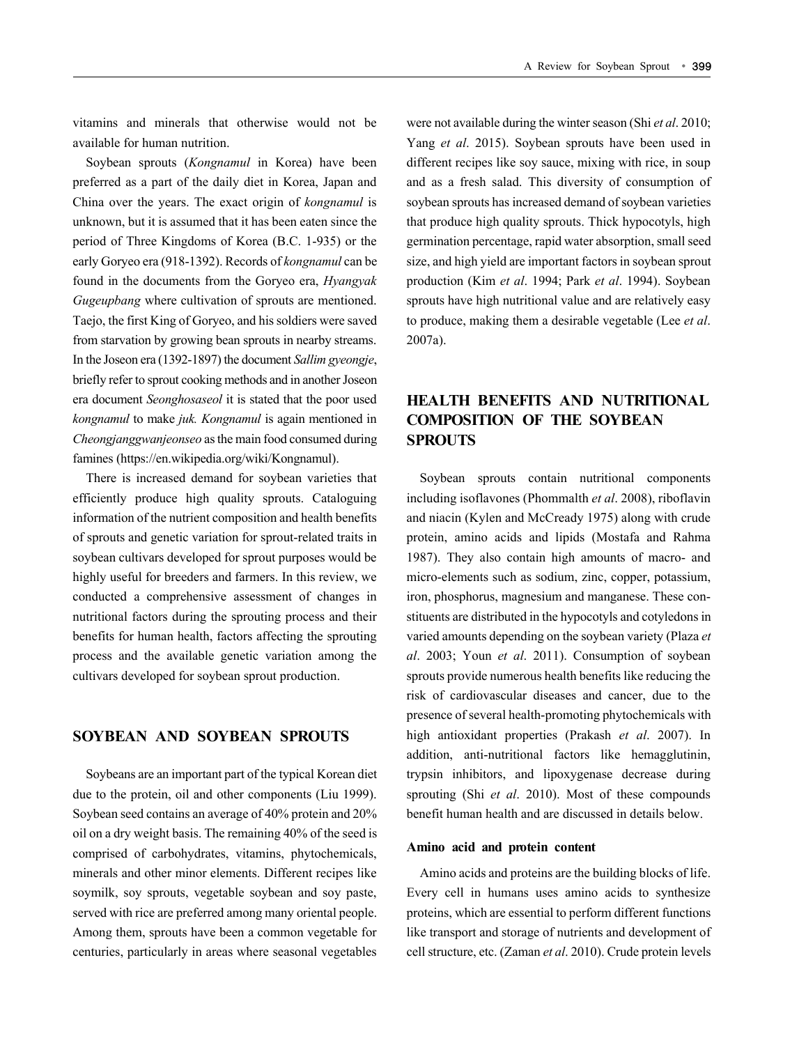vitamins and minerals that otherwise would not be available for human nutrition.

Soybean sprouts (*Kongnamul* in Korea) have been preferred as a part of the daily diet in Korea, Japan and China over the years. The exact origin of *kongnamul* is unknown, but it is assumed that it has been eaten since the period of Three Kingdoms of Korea (B.C. 1-935) or the early Goryeo era (918-1392). Records of *kongnamul* can be found in the documents from the Goryeo era, *Hyangyak Gugeupbang* where cultivation of sprouts are mentioned. Taejo, the first King of Goryeo, and his soldiers were saved from starvation by growing bean sprouts in nearby streams. In the Joseon era (1392-1897) the document *Sallim gyeongje*, briefly refer to sprout cooking methods and in another Joseon era document *Seonghosaseol* it is stated that the poor used *kongnamul* to make *juk. Kongnamul* is again mentioned in *Cheongjanggwanjeonseo* as the main food consumed during famines (https://en.wikipedia.org/wiki/Kongnamul).

There is increased demand for soybean varieties that efficiently produce high quality sprouts. Cataloguing information of the nutrient composition and health benefits of sprouts and genetic variation for sprout-related traits in soybean cultivars developed for sprout purposes would be highly useful for breeders and farmers. In this review, we conducted a comprehensive assessment of changes in nutritional factors during the sprouting process and their benefits for human health, factors affecting the sprouting process and the available genetic variation among the cultivars developed for soybean sprout production.

## SOYBEAN AND SOYBEAN SPROUTS

Soybeans are an important part of the typical Korean diet due to the protein, oil and other components (Liu 1999). Soybean seed contains an average of 40% protein and 20% oil on a dry weight basis. The remaining 40% of the seed is comprised of carbohydrates, vitamins, phytochemicals, minerals and other minor elements. Different recipes like soymilk, soy sprouts, vegetable soybean and soy paste, served with rice are preferred among many oriental people. Among them, sprouts have been a common vegetable for centuries, particularly in areas where seasonal vegetables were not available during the winter season (Shi *et al*. 2010; Yang *et al*. 2015). Soybean sprouts have been used in different recipes like soy sauce, mixing with rice, in soup and as a fresh salad. This diversity of consumption of soybean sprouts has increased demand of soybean varieties that produce high quality sprouts. Thick hypocotyls, high germination percentage, rapid water absorption, small seed size, and high yield are important factors in soybean sprout production (Kim *et al*. 1994; Park *et al*. 1994). Soybean sprouts have high nutritional value and are relatively easy to produce, making them a desirable vegetable (Lee *et al*. 2007a).

## HEALTH BENEFITS AND NUTRITIONAL COMPOSITION OF THE SOYBEAN SPROUTS

Soybean sprouts contain nutritional components including isoflavones (Phommalth *et al*. 2008), riboflavin and niacin (Kylen and McCready 1975) along with crude protein, amino acids and lipids (Mostafa and Rahma 1987). They also contain high amounts of macro- and micro-elements such as sodium, zinc, copper, potassium, iron, phosphorus, magnesium and manganese. These constituents are distributed in the hypocotyls and cotyledons in varied amounts depending on the soybean variety (Plaza *et al*. 2003; Youn *et al*. 2011). Consumption of soybean sprouts provide numerous health benefits like reducing the risk of cardiovascular diseases and cancer, due to the presence of several health-promoting phytochemicals with high antioxidant properties (Prakash *et al*. 2007). In addition, anti-nutritional factors like hemagglutinin, trypsin inhibitors, and lipoxygenase decrease during sprouting (Shi *et al*. 2010). Most of these compounds benefit human health and are discussed in details below.

### Amino acid and protein content

Amino acids and proteins are the building blocks of life. Every cell in humans uses amino acids to synthesize proteins, which are essential to perform different functions like transport and storage of nutrients and development of cell structure, etc. (Zaman *et al*. 2010). Crude protein levels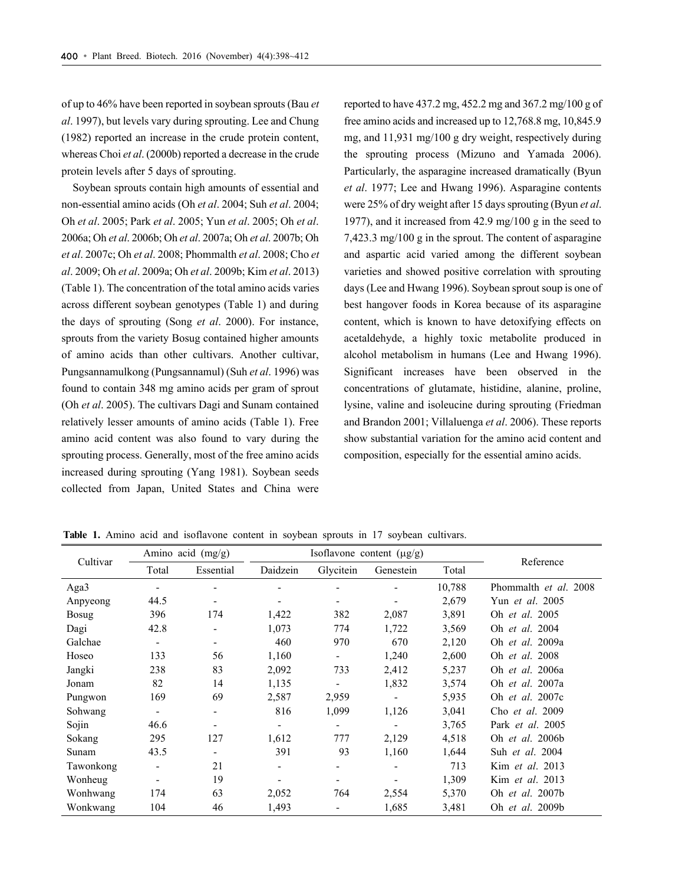of up to 46% have been reported in soybean sprouts (Bau *et al*. 1997), but levels vary during sprouting. Lee and Chung (1982) reported an increase in the crude protein content, whereas Choi *et al*. (2000b) reported a decrease in the crude protein levels after 5 days of sprouting.

Soybean sprouts contain high amounts of essential and non-essential amino acids (Oh *et al*. 2004; Suh *et al*. 2004; Oh *et al*. 2005; Park *et al*. 2005; Yun *et al*. 2005; Oh *et al*. 2006a; Oh *et al*. 2006b; Oh *et al*. 2007a; Oh *et al*. 2007b; Oh *et al*. 2007c; Oh *et al*. 2008; Phommalth *et al*. 2008; Cho *et al*. 2009; Oh *et al*. 2009a; Oh *et al*. 2009b; Kim *et al*. 2013) (Table 1). The concentration of the total amino acids varies across different soybean genotypes (Table 1) and during the days of sprouting (Song *et al*. 2000). For instance, sprouts from the variety Bosug contained higher amounts of amino acids than other cultivars. Another cultivar, Pungsannamulkong (Pungsannamul) (Suh *et al*. 1996) was found to contain 348 mg amino acids per gram of sprout (Oh *et al*. 2005). The cultivars Dagi and Sunam contained relatively lesser amounts of amino acids (Table 1). Free amino acid content was also found to vary during the sprouting process. Generally, most of the free amino acids increased during sprouting (Yang 1981). Soybean seeds collected from Japan, United States and China were reported to have 437.2 mg, 452.2 mg and 367.2 mg/100 g of free amino acids and increased up to 12,768.8 mg, 10,845.9 mg, and 11,931 mg/100 g dry weight, respectively during the sprouting process (Mizuno and Yamada 2006). Particularly, the asparagine increased dramatically (Byun *et al*. 1977; Lee and Hwang 1996). Asparagine contents were 25% of dry weight after 15 days sprouting (Byun *et al*. 1977), and it increased from 42.9 mg/100 g in the seed to 7,423.3 mg/100 g in the sprout. The content of asparagine and aspartic acid varied among the different soybean varieties and showed positive correlation with sprouting days (Lee and Hwang 1996). Soybean sprout soup is one of best hangover foods in Korea because of its asparagine content, which is known to have detoxifying effects on acetaldehyde, a highly toxic metabolite produced in alcohol metabolism in humans (Lee and Hwang 1996). Significant increases have been observed in the concentrations of glutamate, histidine, alanine, proline, lysine, valine and isoleucine during sprouting (Friedman and Brandon 2001; Villaluenga *et al*. 2006). These reports show substantial variation for the amino acid content and composition, especially for the essential amino acids.

**Table 1.** Amino acid and isoflavone content in soybean sprouts in 17 soybean cultivars.

| Cultivar | Amino acid (mg/g) | | Isoflavone content (μg/g) | | | | Reference |
|---|---|---|---|---|---|---|---|
| | Total | Essential | Daidzein | Glycitein | Genestein | Total | |
| Aga3 | - | - | - | - | - | 10,788 | Phommalth *et al.* 2008 |
| Anpyeong | 44.5 | - | - | - | - | 2,679 | Yun *et al.* 2005 |
| Bosug | 396 | 174 | 1,422 | 382 | 2,087 | 3,891 | Oh *et al.* 2005 |
| Dagi | 42.8 | - | 1,073 | 774 | 1,722 | 3,569 | Oh *et al.* 2004 |
| Galchae | - | - | 460 | 970 | 670 | 2,120 | Oh *et al.* 2009a |
| Hoseo | 133 | 56 | 1,160 | - | 1,240 | 2,600 | Oh *et al.* 2008 |
| Jangki | 238 | 83 | 2,092 | 733 | 2,412 | 5,237 | Oh *et al.* 2006a |
| Jonam | 82 | 14 | 1,135 | - | 1,832 | 3,574 | Oh *et al.* 2007a |
| Pungwon | 169 | 69 | 2,587 | 2,959 | - | 5,935 | Oh *et al.* 2007c |
| Sohwang | - | - | 816 | 1,099 | 1,126 | 3,041 | Cho *et al.* 2009 |
| Sojin | 46.6 | - | - | - | - | 3,765 | Park *et al.* 2005 |
| Sokang | 295 | 127 | 1,612 | 777 | 2,129 | 4,518 | Oh *et al.* 2006b |
| Sunam | 43.5 | - | 391 | 93 | 1,160 | 1,644 | Suh *et al.* 2004 |
| Tawonkong | - | 21 | - | - | - | 713 | Kim *et al.* 2013 |
| Wonheug | - | 19 | - | - | - | 1,309 | Kim *et al.* 2013 |
| Wonhwang | 174 | 63 | 2,052 | 764 | 2,554 | 5,370 | Oh *et al.* 2007b |
| Wonkwang | 104 | 46 | 1,493 | - | 1,685 | 3,481 | Oh *et al.* 2009b |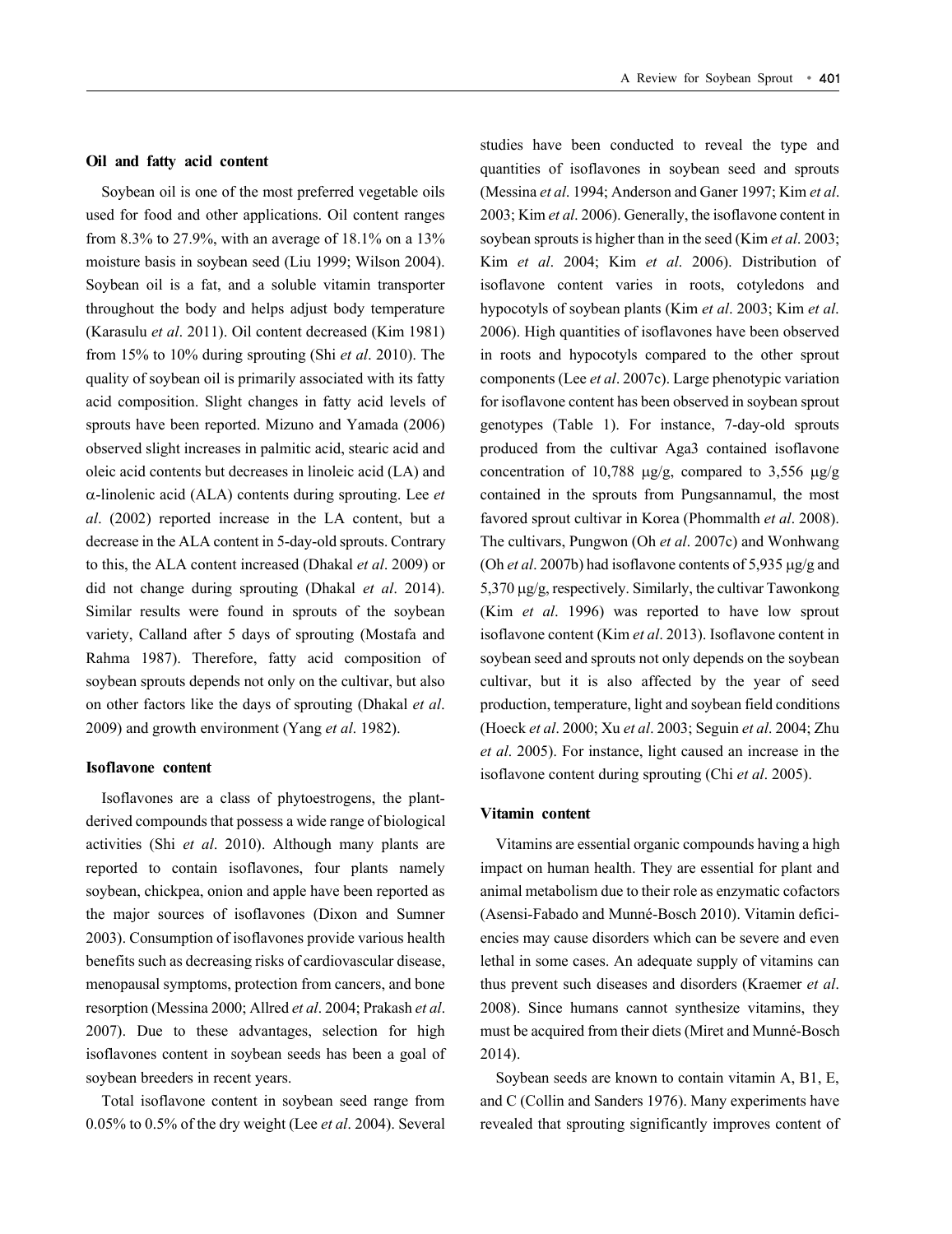### Oil and fatty acid content

Soybean oil is one of the most preferred vegetable oils used for food and other applications. Oil content ranges from 8.3% to 27.9%, with an average of 18.1% on a 13% moisture basis in soybean seed (Liu 1999; Wilson 2004). Soybean oil is a fat, and a soluble vitamin transporter throughout the body and helps adjust body temperature (Karasulu *et al*. 2011). Oil content decreased (Kim 1981) from 15% to 10% during sprouting (Shi *et al*. 2010). The quality of soybean oil is primarily associated with its fatty acid composition. Slight changes in fatty acid levels of sprouts have been reported. Mizuno and Yamada (2006) observed slight increases in palmitic acid, stearic acid and oleic acid contents but decreases in linoleic acid (LA) and $\alpha$-linolenic acid (ALA) contents during sprouting. Lee *et al*. (2002) reported increase in the LA content, but a decrease in the ALA content in 5-day-old sprouts. Contrary to this, the ALA content increased (Dhakal *et al*. 2009) or did not change during sprouting (Dhakal *et al*. 2014). Similar results were found in sprouts of the soybean variety, Calland after 5 days of sprouting (Mostafa and Rahma 1987). Therefore, fatty acid composition of soybean sprouts depends not only on the cultivar, but also on other factors like the days of sprouting (Dhakal *et al*. 2009) and growth environment (Yang *et al*. 1982).

### Isoflavone content

Isoflavones are a class of phytoestrogens, the plant-derived compounds that possess a wide range of biological activities (Shi *et al*. 2010). Although many plants are reported to contain isoflavones, four plants namely soybean, chickpea, onion and apple have been reported as the major sources of isoflavones (Dixon and Sumner 2003). Consumption of isoflavones provide various health benefits such as decreasing risks of cardiovascular disease, menopausal symptoms, protection from cancers, and bone resorption (Messina 2000; Allred *et al*. 2004; Prakash *et al*. 2007). Due to these advantages, selection for high isoflavones content in soybean seeds has been a goal of soybean breeders in recent years.

Total isoflavone content in soybean seed range from 0.05% to 0.5% of the dry weight (Lee *et al*. 2004). Several studies have been conducted to reveal the type and quantities of isoflavones in soybean seed and sprouts (Messina *et al*. 1994; Anderson and Ganer 1997; Kim *et al*. 2003; Kim *et al*. 2006). Generally, the isoflavone content in soybean sprouts is higher than in the seed (Kim *et al*. 2003; Kim *et al*. 2004; Kim *et al*. 2006). Distribution of isoflavone content varies in roots, cotyledons and hypocotyls of soybean plants (Kim *et al*. 2003; Kim *et al*. 2006). High quantities of isoflavones have been observed in roots and hypocotyls compared to the other sprout components (Lee *et al*. 2007c). Large phenotypic variation for isoflavone content has been observed in soybean sprout genotypes (Table 1). For instance, 7-day-old sprouts produced from the cultivar Aga3 contained isoflavone concentration of 10,788 μg/g, compared to 3,556 μg/g contained in the sprouts from Pungsannamul, the most favored sprout cultivar in Korea (Phommalth *et al*. 2008). The cultivars, Pungwon (Oh *et al*. 2007c) and Wonhwang (Oh *et al*. 2007b) had isoflavone contents of 5,935 μg/g and 5,370 μg/g, respectively. Similarly, the cultivar Tawonkong (Kim *et al*. 1996) was reported to have low sprout isoflavone content (Kim *et al*. 2013). Isoflavone content in soybean seed and sprouts not only depends on the soybean cultivar, but it is also affected by the year of seed production, temperature, light and soybean field conditions (Hoeck *et al*. 2000; Xu *et al*. 2003; Seguin *et al*. 2004; Zhu *et al*. 2005). For instance, light caused an increase in the isoflavone content during sprouting (Chi *et al*. 2005).

### Vitamin content

Vitamins are essential organic compounds having a high impact on human health. They are essential for plant and animal metabolism due to their role as enzymatic cofactors (Asensi-Fabado and Munné-Bosch 2010). Vitamin deficiencies may cause disorders which can be severe and even lethal in some cases. An adequate supply of vitamins can thus prevent such diseases and disorders (Kraemer *et al*. 2008). Since humans cannot synthesize vitamins, they must be acquired from their diets (Miret and Munné-Bosch 2014).

Soybean seeds are known to contain vitamin A, B1, E, and C (Collin and Sanders 1976). Many experiments have revealed that sprouting significantly improves content of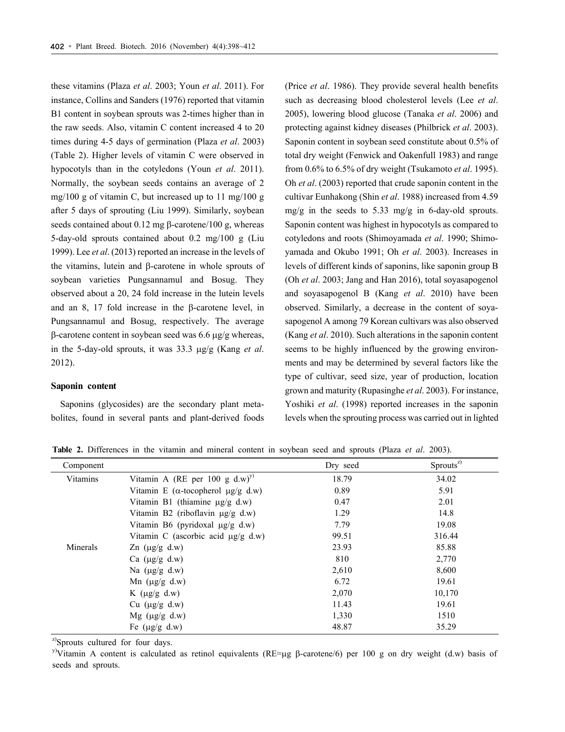these vitamins (Plaza *et al*. 2003; Youn *et al*. 2011). For instance, Collins and Sanders (1976) reported that vitamin B1 content in soybean sprouts was 2-times higher than in the raw seeds. Also, vitamin C content increased 4 to 20 times during 4-5 days of germination (Plaza *et al*. 2003) (Table 2). Higher levels of vitamin C were observed in hypocotyls than in the cotyledons (Youn *et al*. 2011). Normally, the soybean seeds contains an average of 2 mg/100 g of vitamin C, but increased up to 11 mg/100 g after 5 days of sprouting (Liu 1999). Similarly, soybean seeds contained about 0.12 mg β-carotene/100 g, whereas 5-day-old sprouts contained about 0.2 mg/100 g (Liu 1999). Lee *et al*. (2013) reported an increase in the levels of the vitamins, lutein and β-carotene in whole sprouts of soybean varieties Pungsannamul and Bosug. They observed about a 20, 24 fold increase in the lutein levels and an 8, 17 fold increase in the β-carotene level, in Pungsannamul and Bosug, respectively. The average β-carotene content in soybean seed was 6.6 μg/g whereas, in the 5-day-old sprouts, it was 33.3 μg/g (Kang *et al*. 2012).

### Saponin content

Saponins (glycosides) are the secondary plant metabolites, found in several pants and plant-derived foods (Price *et al*. 1986). They provide several health benefits such as decreasing blood cholesterol levels (Lee *et al*. 2005), lowering blood glucose (Tanaka *et al*. 2006) and protecting against kidney diseases (Philbrick *et al*. 2003). Saponin content in soybean seed constitute about 0.5% of total dry weight (Fenwick and Oakenfull 1983) and range from 0.6% to 6.5% of dry weight (Tsukamoto *et al*. 1995). Oh *et al*. (2003) reported that crude saponin content in the cultivar Eunhakong (Shin *et al*. 1988) increased from 4.59 mg/g in the seeds to 5.33 mg/g in 6-day-old sprouts. Saponin content was highest in hypocotyls as compared to cotyledons and roots (Shimoyamada *et al*. 1990; Shimoyamada and Okubo 1991; Oh *et al*. 2003). Increases in levels of different kinds of saponins, like saponin group B (Oh *et al*. 2003; Jang and Han 2016), total soyasapogenol and soyasapogenol B (Kang *et al*. 2010) have been observed. Similarly, a decrease in the content of soyasapogenol A among 79 Korean cultivars was also observed (Kang *et al*. 2010). Such alterations in the saponin content seems to be highly influenced by the growing environments and may be determined by several factors like the type of cultivar, seed size, year of production, location grown and maturity (Rupasinghe *et al*. 2003). For instance, Yoshiki *et al*. (1998) reported increases in the saponin levels when the sprouting process was carried out in lighted

**Table 2.** Differences in the vitamin and mineral content in soybean seed and sprouts (Plaza *et al*. 2003).

| Component | | Dry seed | Sprouts[z)] |
|---|---|---|---|
| Vitamins | Vitamin A (RE per 100 g d.w)[y)] | 18.79 | 34.02 |
| | Vitamin E (α-tocopherol μg/g d.w) | 0.89 | 5.91 |
| | Vitamin B1 (thiamine μg/g d.w) | 0.47 | 2.01 |
| | Vitamin B2 (riboflavin μg/g d.w) | 1.29 | 14.8 |
| | Vitamin B6 (pyridoxal μg/g d.w) | 7.79 | 19.08 |
| | Vitamin C (ascorbic acid μg/g d.w) | 99.51 | 316.44 |
| Minerals | Zn (μg/g d.w) | 23.93 | 85.88 |
| | Ca (μg/g d.w) | 810 | 2,770 |
| | Na (μg/g d.w) | 2,610 | 8,600 |
| | Mn (μg/g d.w) | 6.72 | 19.61 |
| | K (μg/g d.w) | 2,070 | 10,170 |
| | Cu (μg/g d.w) | 11.43 | 19.61 |
| | Mg (μg/g d.w) | 1,330 | 1510 |
| | Fe (μg/g d.w) | 48.87 | 35.29 |

[z)]Sprouts cultured for four days.

[y)]Vitamin A content is calculated as retinol equivalents (RE=μg β-carotene/6) per 100 g on dry weight (d.w) basis of seeds and sprouts.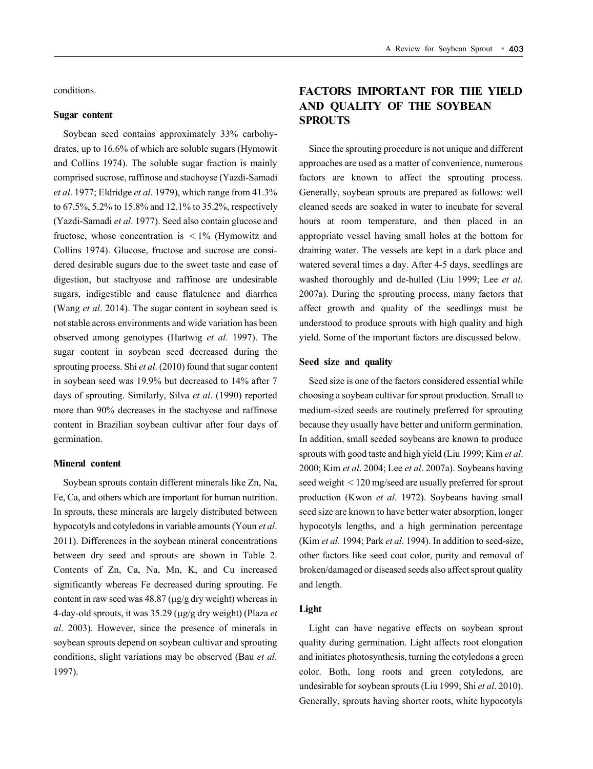conditions.

### Sugar content

Soybean seed contains approximately 33% carbohydrates, up to 16.6% of which are soluble sugars (Hymowit and Collins 1974). The soluble sugar fraction is mainly comprised sucrose, raffinose and stachyose (Yazdi-Samadi *et al*. 1977; Eldridge *et al*. 1979), which range from 41.3% to 67.5%, 5.2% to 15.8% and 12.1% to 35.2%, respectively (Yazdi-Samadi *et al*. 1977). Seed also contain glucose and fructose, whose concentration is $< 1\%$ (Hymowitz and Collins 1974). Glucose, fructose and sucrose are considered desirable sugars due to the sweet taste and ease of digestion, but stachyose and raffinose are undesirable sugars, indigestible and cause flatulence and diarrhea (Wang *et al*. 2014). The sugar content in soybean seed is not stable across environments and wide variation has been observed among genotypes (Hartwig *et al*. 1997). The sugar content in soybean seed decreased during the sprouting process. Shi *et al*. (2010) found that sugar content in soybean seed was 19.9% but decreased to 14% after 7 days of sprouting. Similarly, Silva *et al*. (1990) reported more than 90% decreases in the stachyose and raffinose content in Brazilian soybean cultivar after four days of germination.

### Mineral content

Soybean sprouts contain different minerals like Zn, Na, Fe, Ca, and others which are important for human nutrition. In sprouts, these minerals are largely distributed between hypocotyls and cotyledons in variable amounts (Youn *et al*. 2011). Differences in the soybean mineral concentrations between dry seed and sprouts are shown in Table 2. Contents of Zn, Ca, Na, Mn, K, and Cu increased significantly whereas Fe decreased during sprouting. Fe content in raw seed was 48.87 (μg/g dry weight) whereas in 4-day-old sprouts, it was 35.29 (μg/g dry weight) (Plaza *et al*. 2003). However, since the presence of minerals in soybean sprouts depend on soybean cultivar and sprouting conditions, slight variations may be observed (Bau *et al*. 1997).

## FACTORS IMPORTANT FOR THE YIELD AND QUALITY OF THE SOYBEAN SPROUTS

Since the sprouting procedure is not unique and different approaches are used as a matter of convenience, numerous factors are known to affect the sprouting process. Generally, soybean sprouts are prepared as follows: well cleaned seeds are soaked in water to incubate for several hours at room temperature, and then placed in an appropriate vessel having small holes at the bottom for draining water. The vessels are kept in a dark place and watered several times a day. After 4-5 days, seedlings are washed thoroughly and de-hulled (Liu 1999; Lee *et al*. 2007a). During the sprouting process, many factors that affect growth and quality of the seedlings must be understood to produce sprouts with high quality and high yield. Some of the important factors are discussed below.

### Seed size and quality

Seed size is one of the factors considered essential while choosing a soybean cultivar for sprout production. Small to medium-sized seeds are routinely preferred for sprouting because they usually have better and uniform germination. In addition, small seeded soybeans are known to produce sprouts with good taste and high yield (Liu 1999; Kim *et al*. 2000; Kim *et al*. 2004; Lee *et al*. 2007a). Soybeans having seed weight $< 120$ mg/seed are usually preferred for sprout production (Kwon *et al.* 1972). Soybeans having small seed size are known to have better water absorption, longer hypocotyls lengths, and a high germination percentage (Kim *et al*. 1994; Park *et al*. 1994). In addition to seed-size, other factors like seed coat color, purity and removal of broken/damaged or diseased seeds also affect sprout quality and length.

### Light

Light can have negative effects on soybean sprout quality during germination. Light affects root elongation and initiates photosynthesis, turning the cotyledons a green color. Both, long roots and green cotyledons, are undesirable for soybean sprouts (Liu 1999; Shi *et al*. 2010). Generally, sprouts having shorter roots, white hypocotyls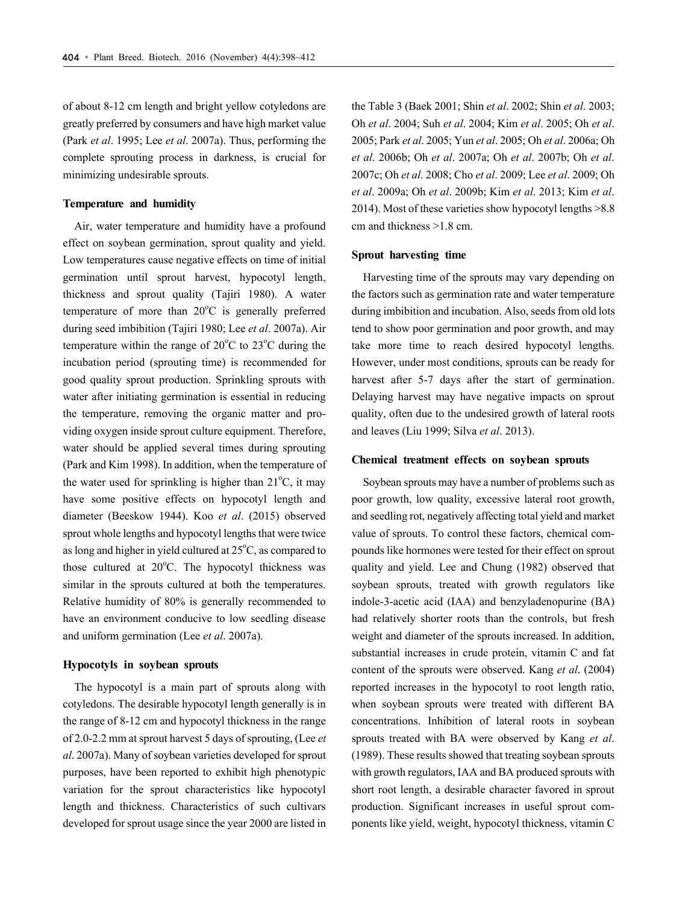of about 8-12 cm length and bright yellow cotyledons are greatly preferred by consumers and have high market value (Park *et al*. 1995; Lee *et al*. 2007a). Thus, performing the complete sprouting process in darkness, is crucial for minimizing undesirable sprouts.

### Temperature and humidity

Air, water temperature and humidity have a profound effect on soybean germination, sprout quality and yield. Low temperatures cause negative effects on time of initial germination until sprout harvest, hypocotyl length, thickness and sprout quality (Tajiri 1980). A water temperature of more than 20°C is generally preferred during seed imbibition (Tajiri 1980; Lee *et al*. 2007a). Air temperature within the range of 20°C to 23°C during the incubation period (sprouting time) is recommended for good quality sprout production. Sprinkling sprouts with water after initiating germination is essential in reducing the temperature, removing the organic matter and providing oxygen inside sprout culture equipment. Therefore, water should be applied several times during sprouting (Park and Kim 1998). In addition, when the temperature of the water used for sprinkling is higher than 21°C, it may have some positive effects on hypocotyl length and diameter (Beeskow 1944). Koo *et al*. (2015) observed sprout whole lengths and hypocotyl lengths that were twice as long and higher in yield cultured at 25°C, as compared to those cultured at 20°C. The hypocotyl thickness was similar in the sprouts cultured at both the temperatures. Relative humidity of 80% is generally recommended to have an environment conducive to low seedling disease and uniform germination (Lee *et al*. 2007a).

### Hypocotyls in soybean sprouts

The hypocotyl is a main part of sprouts along with cotyledons. The desirable hypocotyl length generally is in the range of 8-12 cm and hypocotyl thickness in the range of 2.0-2.2 mm at sprout harvest 5 days of sprouting, (Lee *et al*. 2007a). Many of soybean varieties developed for sprout purposes, have been reported to exhibit high phenotypic variation for the sprout characteristics like hypocotyl length and thickness. Characteristics of such cultivars developed for sprout usage since the year 2000 are listed in the Table 3 (Baek 2001; Shin *et al*. 2002; Shin *et al*. 2003; Oh *et al*. 2004; Suh *et al*. 2004; Kim *et al*. 2005; Oh *et al*. 2005; Park *et al*. 2005; Yun *et al*. 2005; Oh *et al*. 2006a; Oh *et al*. 2006b; Oh *et al*. 2007a; Oh *et al*. 2007b; Oh *et al*. 2007c; Oh *et al*. 2008; Cho *et al*. 2009; Lee *et al*. 2009; Oh *et al*. 2009a; Oh *et al*. 2009b; Kim *et al*. 2013; Kim *et al*. 2014). Most of these varieties show hypocotyl lengths >8.8 cm and thickness >1.8 cm.

### Sprout harvesting time

Harvesting time of the sprouts may vary depending on the factors such as germination rate and water temperature during imbibition and incubation. Also, seeds from old lots tend to show poor germination and poor growth, and may take more time to reach desired hypocotyl lengths. However, under most conditions, sprouts can be ready for harvest after 5-7 days after the start of germination. Delaying harvest may have negative impacts on sprout quality, often due to the undesired growth of lateral roots and leaves (Liu 1999; Silva *et al*. 2013).

### Chemical treatment effects on soybean sprouts

Soybean sprouts may have a number of problems such as poor growth, low quality, excessive lateral root growth, and seedling rot, negatively affecting total yield and market value of sprouts. To control these factors, chemical compounds like hormones were tested for their effect on sprout quality and yield. Lee and Chung (1982) observed that soybean sprouts, treated with growth regulators like indole-3-acetic acid (IAA) and benzyladenopurine (BA) had relatively shorter roots than the controls, but fresh weight and diameter of the sprouts increased. In addition, substantial increases in crude protein, vitamin C and fat content of the sprouts were observed. Kang *et al*. (2004) reported increases in the hypocotyl to root length ratio, when soybean sprouts were treated with different BA concentrations. Inhibition of lateral roots in soybean sprouts treated with BA were observed by Kang *et al*. (1989). These results showed that treating soybean sprouts with growth regulators, IAA and BA produced sprouts with short root length, a desirable character favored in sprout production. Significant increases in useful sprout components like yield, weight, hypocotyl thickness, vitamin C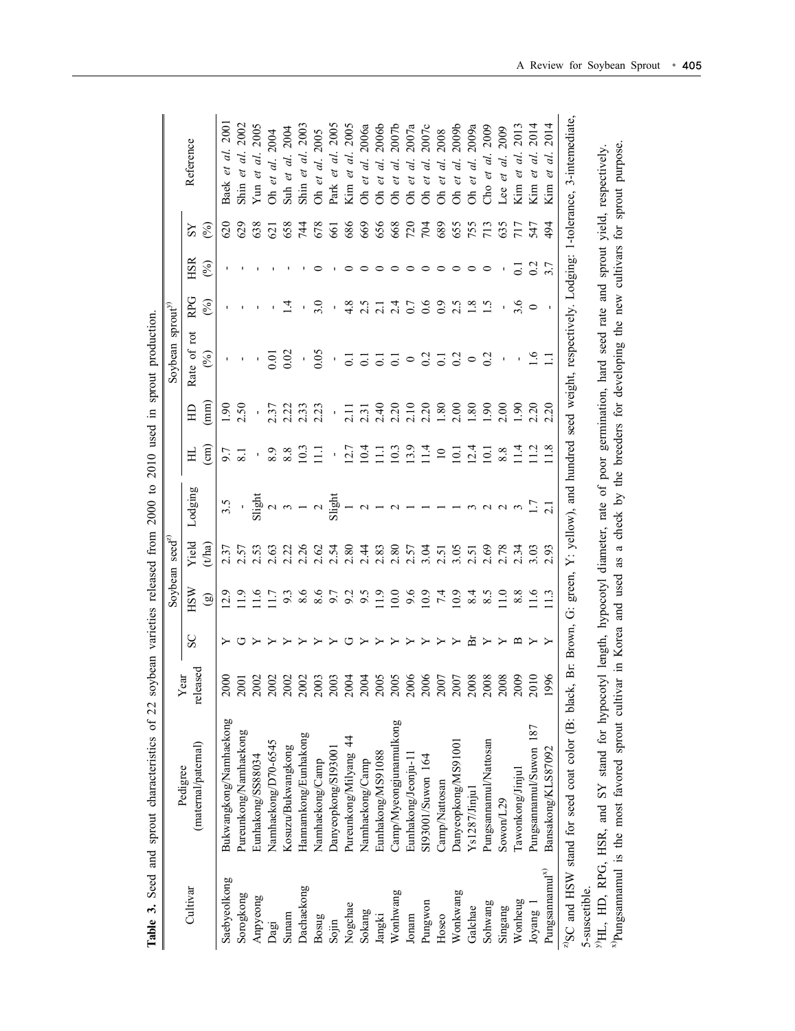**Table 3.** Seed and sprout characteristics of 22 soybean varieties released from 2000 to 2010 used in sprout production.

| Cultivar | Pedigree (maternal/paternal) | Year released | Soybean seed[z] | | | | Soybean sprout[y] | | | | | | Reference |
|---|---|---|---|---|---|---|---|---|---|---|---|---|---|
| | | | SC | HSW (g) | Yield (t/ha) | Lodging | HL (cm) | HD (mm) | Rate of rot (%) | RPG (%) | HSR (%) | SY (%) | |
| Saebyeolkong | Bukwangkong/Namhaekong | 2000 | Y | 12.9 | 2.37 | 3.5 | 9.7 | 1.90 | - | - | - | 620 | Baek *et al.* 2001 |
| Sorogkong | Pureunkong/Namhaekong | 2001 | G | 11.9 | 2.57 | - | 8.1 | 2.50 | - | - | - | 629 | Shin *et al.* 2002 |
| Anpyeong | Eunhakong/SS88034 | 2002 | Y | 11.6 | 2.53 | Slight | - | - | - | - | - | 638 | Yun *et al.* 2005 |
| Dagi | Namhaekong/D70-6545 | 2002 | Y | 11.7 | 2.63 | 2 | 8.9 | 2.37 | 0.01 | - | - | 621 | Oh *et al.* 2004 |
| Sunam | Kosuzu/Bukwangkong | 2002 | Y | 9.3 | 2.22 | 3 | 8.8 | 2.22 | 0.02 | 1.4 | - | 658 | Suh *et al.* 2004 |
| Daehaekong | Hannamkong/Eunhakong | 2002 | Y | 8.6 | 2.26 | 1 | 10.3 | 2.33 | - | - | - | 744 | Shin *et al.* 2003 |
| Bosug | Namhaekong/Camp | 2003 | Y | 8.6 | 2.62 | 2 | 11.1 | 2.23 | 0.05 | 3.0 | 0 | 678 | Oh *et al.* 2005 |
| Sojin | Danyeopkong/SI93001 | 2003 | Y | 9.7 | 2.54 | Slight | - | - | - | - | - | 661 | Park *et al.* 2005 |
| Nogchae | Pureunkong/Milyang 44 | 2004 | G | 9.2 | 2.80 | 1 | 12.7 | 2.11 | 0.1 | 4.8 | 0 | 686 | Kim *et al.* 2005 |
| Sokang | Namhaekong/Camp | 2004 | Y | 9.5 | 2.44 | 2 | 10.4 | 2.31 | 0.1 | 2.5 | 0 | 669 | Oh *et al.* 2006a |
| Jangki | Eunhakong/MS91088 | 2005 | Y | 11.9 | 2.83 | 1 | 11.1 | 2.40 | 0.1 | 2.1 | 0 | 656 | Oh *et al.* 2006b |
| Wonhwang | Camp/Myeongjunamulkong | 2005 | Y | 10.0 | 2.80 | 2 | 10.3 | 2.20 | 0.1 | 2.4 | 0 | 668 | Oh *et al.* 2007b |
| Jonam | Eunhakong/Jeonju-11 | 2006 | Y | 9.6 | 2.57 | 1 | 13.9 | 2.10 | 0 | 0.7 | 0 | 720 | Oh *et al.* 2007a |
| Pungwon | SI93001/Suwon 164 | 2006 | Y | 10.9 | 3.04 | 1 | 11.4 | 2.20 | 0.2 | 0.6 | 0 | 704 | Oh *et al.* 2007c |
| Hoseo | Camp/Nattosan | 2007 | Y | 7.4 | 2.51 | 1 | 10 | 1.80 | 0.1 | 0.9 | 0 | 689 | Oh *et al.* 2008 |
| Wonkwang | Danyeopkong/MS91001 | 2007 | Y | 10.9 | 3.05 | 1 | 10.1 | 2.00 | 0.2 | 2.5 | 0 | 655 | Oh *et al.* 2009b |
| Galchae | Ys1287/Jinju1 | 2008 | Br | 8.4 | 2.51 | 3 | 12.4 | 1.80 | 0 | 1.8 | 0 | 755 | Oh *et al.* 2009a |
| Sohwang | Pungsannamul/Nattosan | 2008 | Y | 8.5 | 2.69 | 2 | 10.1 | 1.90 | 0.2 | 1.5 | 0 | 713 | Cho *et al.* 2009 |
| Singang | Sowon/L29 | 2008 | Y | 11.0 | 2.78 | 2 | 8.8 | 2.00 | - | - | - | 635 | Lee *et al.* 2009 |
| Wonheug | Tawonkong/Jinju1 | 2009 | B | 8.8 | 2.34 | 3 | 11.4 | 1.90 | - | 3.6 | 0.1 | 717 | Kim *et al.* 2013 |
| Joyang 1 | Pungsannamul/Suwon 187 | 2010 | Y | 11.6 | 3.03 | 1.7 | 11.2 | 2.20 | 1.6 | 0 | 0.2 | 547 | Kim *et al.* 2014 |
| Pungsannamul[x] | Bansakong/KLS87092 | 1996 | Y | 11.3 | 2.93 | 2.1 | 11.8 | 2.20 | 1.1 | - | 3.7 | 494 | Kim *et al.* 2014 |

[z]SC and HSW stand for seed coat color (B: black, Br: Brown, G: green, Y: yellow), and hundred seed weight, respectively. Lodging: 1-tolerance, 3-intemediate, 5-suscetible.

[y]HL, HD, RPG, HSR, and SY stand for hypocotyl length, hypocotyl diameter, rate of poor germination, hard seed rate and sprout yield, respectively.

[x]Pungsannamul is the most favored sprout cultivar in Korea and used as a check by the breeders for developing the new cultivars for sprout purpose.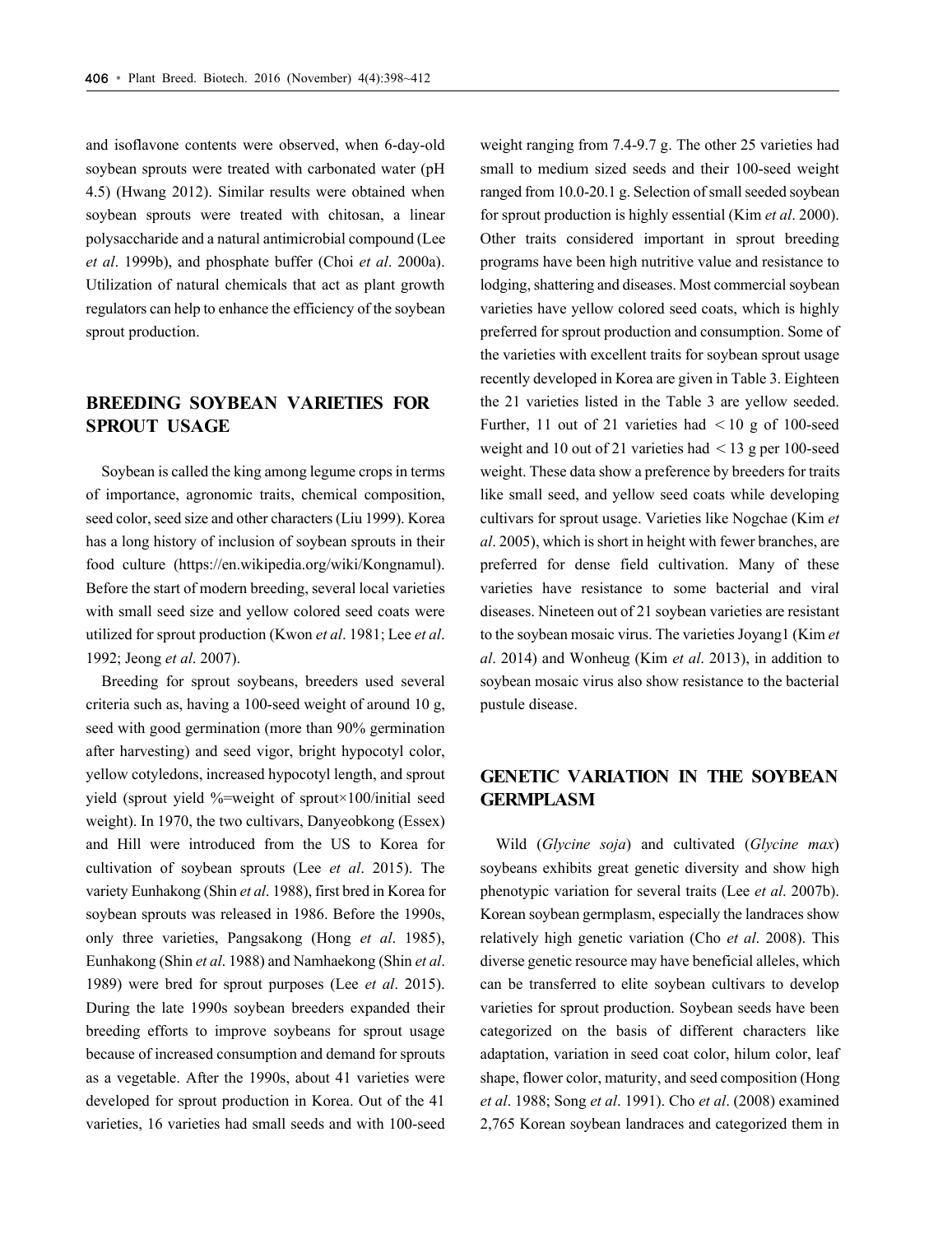and isoflavone contents were observed, when 6-day-old soybean sprouts were treated with carbonated water (pH 4.5) (Hwang 2012). Similar results were obtained when soybean sprouts were treated with chitosan, a linear polysaccharide and a natural antimicrobial compound (Lee *et al*. 1999b), and phosphate buffer (Choi *et al*. 2000a). Utilization of natural chemicals that act as plant growth regulators can help to enhance the efficiency of the soybean sprout production.

## BREEDING SOYBEAN VARIETIES FOR SPROUT USAGE

Soybean is called the king among legume crops in terms of importance, agronomic traits, chemical composition, seed color, seed size and other characters (Liu 1999). Korea has a long history of inclusion of soybean sprouts in their food culture (https://en.wikipedia.org/wiki/Kongnamul). Before the start of modern breeding, several local varieties with small seed size and yellow colored seed coats were utilized for sprout production (Kwon *et al*. 1981; Lee *et al*. 1992; Jeong *et al*. 2007).

Breeding for sprout soybeans, breeders used several criteria such as, having a 100-seed weight of around 10 g, seed with good germination (more than 90% germination after harvesting) and seed vigor, bright hypocotyl color, yellow cotyledons, increased hypocotyl length, and sprout yield (sprout yield %=weight of sprout×100/initial seed weight). In 1970, the two cultivars, Danyeobkong (Essex) and Hill were introduced from the US to Korea for cultivation of soybean sprouts (Lee *et al*. 2015). The variety Eunhakong (Shin *et al*. 1988), first bred in Korea for soybean sprouts was released in 1986. Before the 1990s, only three varieties, Pangsakong (Hong *et al*. 1985), Eunhakong (Shin *et al*. 1988) and Namhaekong (Shin *et al*. 1989) were bred for sprout purposes (Lee *et al*. 2015). During the late 1990s soybean breeders expanded their breeding efforts to improve soybeans for sprout usage because of increased consumption and demand for sprouts as a vegetable. After the 1990s, about 41 varieties were developed for sprout production in Korea. Out of the 41 varieties, 16 varieties had small seeds and with 100-seed weight ranging from 7.4-9.7 g. The other 25 varieties had small to medium sized seeds and their 100-seed weight ranged from 10.0-20.1 g. Selection of small seeded soybean for sprout production is highly essential (Kim *et al*. 2000). Other traits considered important in sprout breeding programs have been high nutritive value and resistance to lodging, shattering and diseases. Most commercial soybean varieties have yellow colored seed coats, which is highly preferred for sprout production and consumption. Some of the varieties with excellent traits for soybean sprout usage recently developed in Korea are given in Table 3. Eighteen the 21 varieties listed in the Table 3 are yellow seeded. Further, 11 out of 21 varieties had $<10$ g of 100-seed weight and 10 out of 21 varieties had $<13$ g per 100-seed weight. These data show a preference by breeders for traits like small seed, and yellow seed coats while developing cultivars for sprout usage. Varieties like Nogchae (Kim *et al*. 2005), which is short in height with fewer branches, are preferred for dense field cultivation. Many of these varieties have resistance to some bacterial and viral diseases. Nineteen out of 21 soybean varieties are resistant to the soybean mosaic virus. The varieties Joyang1 (Kim *et al*. 2014) and Wonheug (Kim *et al*. 2013), in addition to soybean mosaic virus also show resistance to the bacterial pustule disease.

## GENETIC VARIATION IN THE SOYBEAN GERMPLASM

Wild (*Glycine soja*) and cultivated (*Glycine max*) soybeans exhibits great genetic diversity and show high phenotypic variation for several traits (Lee *et al*. 2007b). Korean soybean germplasm, especially the landraces show relatively high genetic variation (Cho *et al*. 2008). This diverse genetic resource may have beneficial alleles, which can be transferred to elite soybean cultivars to develop varieties for sprout production. Soybean seeds have been categorized on the basis of different characters like adaptation, variation in seed coat color, hilum color, leaf shape, flower color, maturity, and seed composition (Hong *et al*. 1988; Song *et al*. 1991). Cho *et al*. (2008) examined 2,765 Korean soybean landraces and categorized them in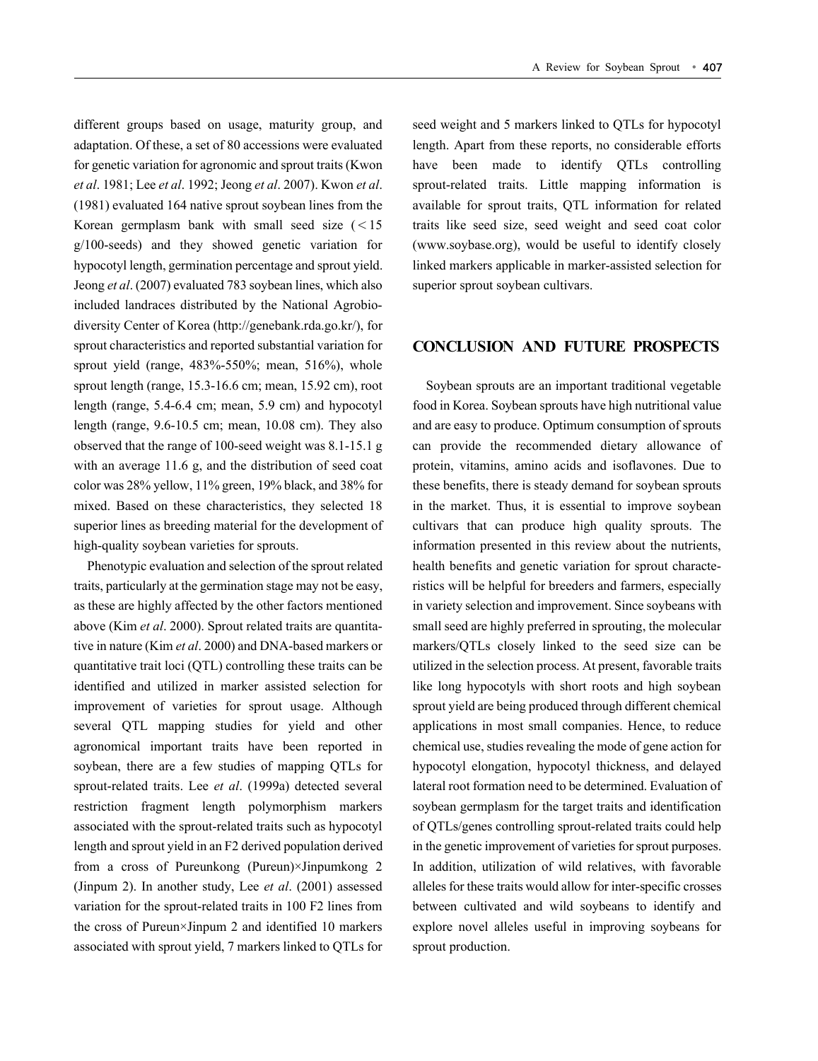different groups based on usage, maturity group, and adaptation. Of these, a set of 80 accessions were evaluated for genetic variation for agronomic and sprout traits (Kwon *et al*. 1981; Lee *et al*. 1992; Jeong *et al*. 2007). Kwon *et al*. (1981) evaluated 164 native sprout soybean lines from the Korean germplasm bank with small seed size (<15 g/100-seeds) and they showed genetic variation for hypocotyl length, germination percentage and sprout yield. Jeong *et al*. (2007) evaluated 783 soybean lines, which also included landraces distributed by the National Agrobiodiversity Center of Korea (http://genebank.rda.go.kr/), for sprout characteristics and reported substantial variation for sprout yield (range, 483%-550%; mean, 516%), whole sprout length (range, 15.3-16.6 cm; mean, 15.92 cm), root length (range, 5.4-6.4 cm; mean, 5.9 cm) and hypocotyl length (range, 9.6-10.5 cm; mean, 10.08 cm). They also observed that the range of 100-seed weight was 8.1-15.1 g with an average 11.6 g, and the distribution of seed coat color was 28% yellow, 11% green, 19% black, and 38% for mixed. Based on these characteristics, they selected 18 superior lines as breeding material for the development of high-quality soybean varieties for sprouts.

Phenotypic evaluation and selection of the sprout related traits, particularly at the germination stage may not be easy, as these are highly affected by the other factors mentioned above (Kim *et al*. 2000). Sprout related traits are quantitative in nature (Kim *et al*. 2000) and DNA-based markers or quantitative trait loci (QTL) controlling these traits can be identified and utilized in marker assisted selection for improvement of varieties for sprout usage. Although several QTL mapping studies for yield and other agronomical important traits have been reported in soybean, there are a few studies of mapping QTLs for sprout-related traits. Lee *et al*. (1999a) detected several restriction fragment length polymorphism markers associated with the sprout-related traits such as hypocotyl length and sprout yield in an F2 derived population derived from a cross of Pureunkong (Pureun)×Jinpumkong 2 (Jinpum 2). In another study, Lee *et al*. (2001) assessed variation for the sprout-related traits in 100 F2 lines from the cross of Pureun×Jinpum 2 and identified 10 markers associated with sprout yield, 7 markers linked to QTLs for seed weight and 5 markers linked to QTLs for hypocotyl length. Apart from these reports, no considerable efforts have been made to identify QTLs controlling sprout-related traits. Little mapping information is available for sprout traits, QTL information for related traits like seed size, seed weight and seed coat color (www.soybase.org), would be useful to identify closely linked markers applicable in marker-assisted selection for superior sprout soybean cultivars.

## CONCLUSION AND FUTURE PROSPECTS

Soybean sprouts are an important traditional vegetable food in Korea. Soybean sprouts have high nutritional value and are easy to produce. Optimum consumption of sprouts can provide the recommended dietary allowance of protein, vitamins, amino acids and isoflavones. Due to these benefits, there is steady demand for soybean sprouts in the market. Thus, it is essential to improve soybean cultivars that can produce high quality sprouts. The information presented in this review about the nutrients, health benefits and genetic variation for sprout characteristics will be helpful for breeders and farmers, especially in variety selection and improvement. Since soybeans with small seed are highly preferred in sprouting, the molecular markers/QTLs closely linked to the seed size can be utilized in the selection process. At present, favorable traits like long hypocotyls with short roots and high soybean sprout yield are being produced through different chemical applications in most small companies. Hence, to reduce chemical use, studies revealing the mode of gene action for hypocotyl elongation, hypocotyl thickness, and delayed lateral root formation need to be determined. Evaluation of soybean germplasm for the target traits and identification of QTLs/genes controlling sprout-related traits could help in the genetic improvement of varieties for sprout purposes. In addition, utilization of wild relatives, with favorable alleles for these traits would allow for inter-specific crosses between cultivated and wild soybeans to identify and explore novel alleles useful in improving soybeans for sprout production.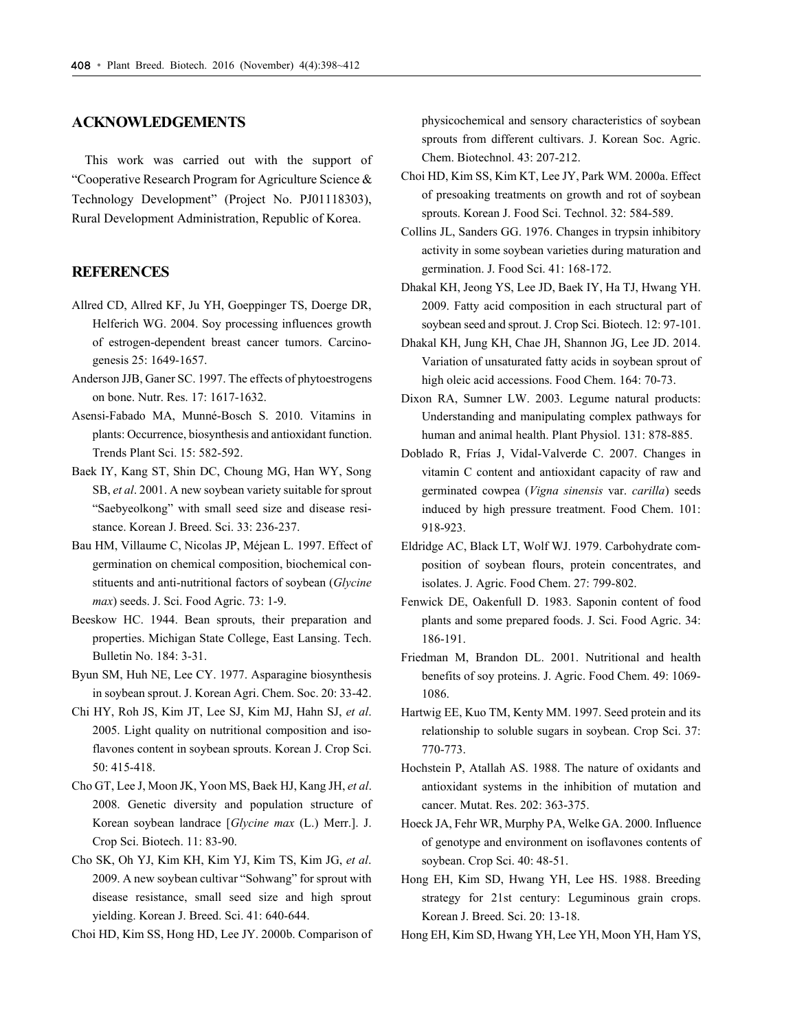## ACKNOWLEDGEMENTS

This work was carried out with the support of "Cooperative Research Program for Agriculture Science & Technology Development" (Project No. PJ01118303), Rural Development Administration, Republic of Korea.

## REFERENCES

Allred CD, Allred KF, Ju YH, Goeppinger TS, Doerge DR, Helferich WG. 2004. Soy processing influences growth of estrogen-dependent breast cancer tumors. Carcinogenesis 25: 1649-1657.

Anderson JJB, Ganer SC. 1997. The effects of phytoestrogens on bone. Nutr. Res. 17: 1617-1632.

Asensi-Fabado MA, Munné-Bosch S. 2010. Vitamins in plants: Occurrence, biosynthesis and antioxidant function. Trends Plant Sci. 15: 582-592.

Baek IY, Kang ST, Shin DC, Choung MG, Han WY, Song SB, *et al*. 2001. A new soybean variety suitable for sprout "Saebyeolkong" with small seed size and disease resistance. Korean J. Breed. Sci. 33: 236-237.

Bau HM, Villaume C, Nicolas JP, Méjean L. 1997. Effect of germination on chemical composition, biochemical constituents and anti-nutritional factors of soybean (*Glycine max*) seeds. J. Sci. Food Agric. 73: 1-9.

Beeskow HC. 1944. Bean sprouts, their preparation and properties. Michigan State College, East Lansing. Tech. Bulletin No. 184: 3-31.

Byun SM, Huh NE, Lee CY. 1977. Asparagine biosynthesis in soybean sprout. J. Korean Agri. Chem. Soc. 20: 33-42.

Chi HY, Roh JS, Kim JT, Lee SJ, Kim MJ, Hahn SJ, *et al*. 2005. Light quality on nutritional composition and isoflavones content in soybean sprouts. Korean J. Crop Sci. 50: 415-418.

Cho GT, Lee J, Moon JK, Yoon MS, Baek HJ, Kang JH, *et al*. 2008. Genetic diversity and population structure of Korean soybean landrace [*Glycine max* (L.) Merr.]. J. Crop Sci. Biotech. 11: 83-90.

Cho SK, Oh YJ, Kim KH, Kim YJ, Kim TS, Kim JG, *et al*. 2009. A new soybean cultivar "Sohwang" for sprout with disease resistance, small seed size and high sprout yielding. Korean J. Breed. Sci. 41: 640-644.

Choi HD, Kim SS, Hong HD, Lee JY. 2000b. Comparison of physicochemical and sensory characteristics of soybean sprouts from different cultivars. J. Korean Soc. Agric. Chem. Biotechnol. 43: 207-212.

Choi HD, Kim SS, Kim KT, Lee JY, Park WM. 2000a. Effect of presoaking treatments on growth and rot of soybean sprouts. Korean J. Food Sci. Technol. 32: 584-589.

Collins JL, Sanders GG. 1976. Changes in trypsin inhibitory activity in some soybean varieties during maturation and germination. J. Food Sci. 41: 168-172.

Dhakal KH, Jeong YS, Lee JD, Baek IY, Ha TJ, Hwang YH. 2009. Fatty acid composition in each structural part of soybean seed and sprout. J. Crop Sci. Biotech. 12: 97-101.

Dhakal KH, Jung KH, Chae JH, Shannon JG, Lee JD. 2014. Variation of unsaturated fatty acids in soybean sprout of high oleic acid accessions. Food Chem. 164: 70-73.

Dixon RA, Sumner LW. 2003. Legume natural products: Understanding and manipulating complex pathways for human and animal health. Plant Physiol. 131: 878-885.

Doblado R, Frías J, Vidal-Valverde C. 2007. Changes in vitamin C content and antioxidant capacity of raw and germinated cowpea (*Vigna sinensis* var. *carilla*) seeds induced by high pressure treatment. Food Chem. 101: 918-923.

Eldridge AC, Black LT, Wolf WJ. 1979. Carbohydrate composition of soybean flours, protein concentrates, and isolates. J. Agric. Food Chem. 27: 799-802.

Fenwick DE, Oakenfull D. 1983. Saponin content of food plants and some prepared foods. J. Sci. Food Agric. 34: 186-191.

Friedman M, Brandon DL. 2001. Nutritional and health benefits of soy proteins. J. Agric. Food Chem. 49: 1069-1086.

Hartwig EE, Kuo TM, Kenty MM. 1997. Seed protein and its relationship to soluble sugars in soybean. Crop Sci. 37: 770-773.

Hochstein P, Atallah AS. 1988. The nature of oxidants and antioxidant systems in the inhibition of mutation and cancer. Mutat. Res. 202: 363-375.

Hoeck JA, Fehr WR, Murphy PA, Welke GA. 2000. Influence of genotype and environment on isoflavones contents of soybean. Crop Sci. 40: 48-51.

Hong EH, Kim SD, Hwang YH, Lee HS. 1988. Breeding strategy for 21st century: Leguminous grain crops. Korean J. Breed. Sci. 20: 13-18.

Hong EH, Kim SD, Hwang YH, Lee YH, Moon YH, Ham YS,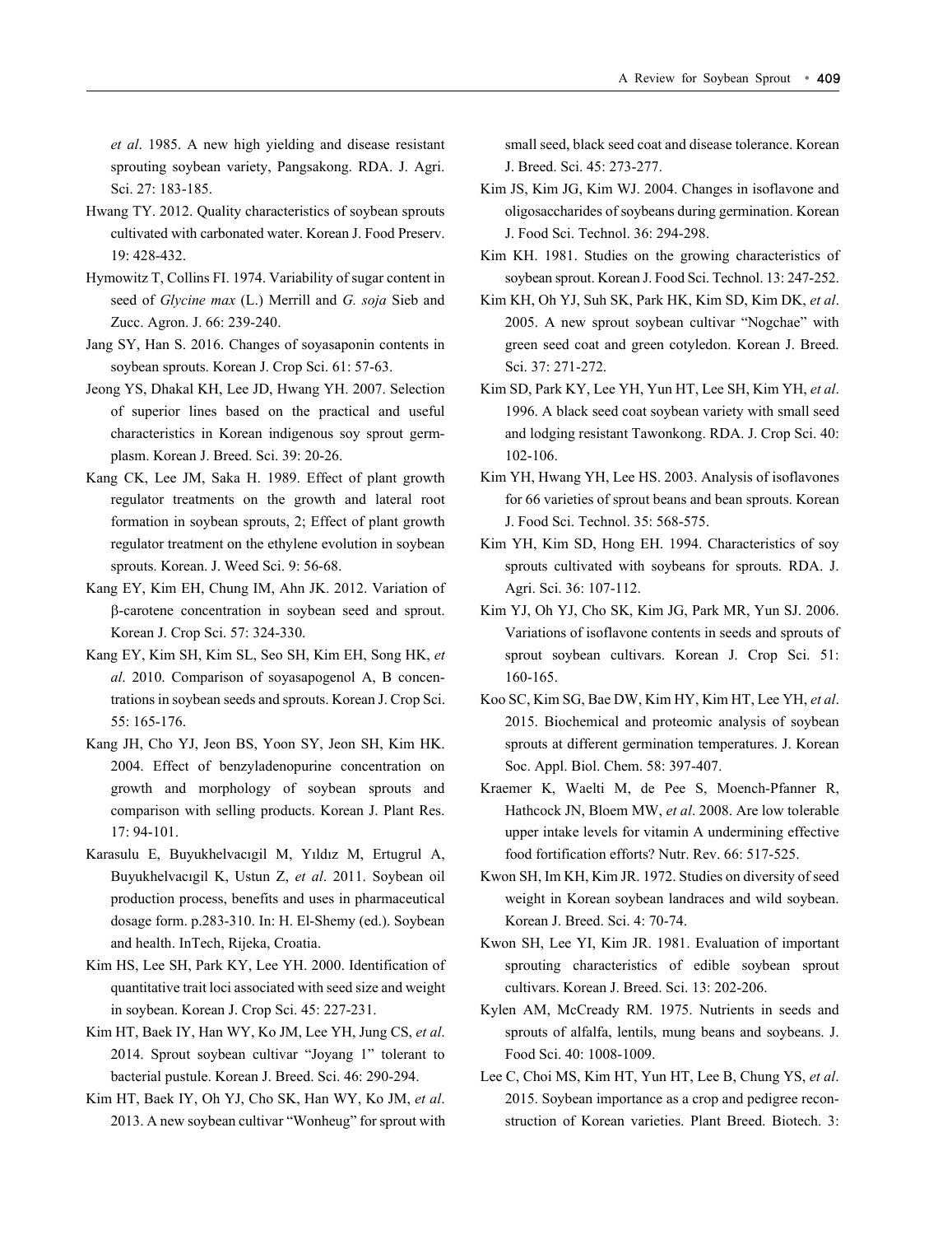*et al*. 1985. A new high yielding and disease resistant sprouting soybean variety, Pangsakong. RDA. J. Agri. Sci. 27: 183-185.

Hwang TY. 2012. Quality characteristics of soybean sprouts cultivated with carbonated water. Korean J. Food Preserv. 19: 428-432.

Hymowitz T, Collins FI. 1974. Variability of sugar content in seed of *Glycine max* (L.) Merrill and *G. soja* Sieb and Zucc. Agron. J. 66: 239-240.

Jang SY, Han S. 2016. Changes of soyasaponin contents in soybean sprouts. Korean J. Crop Sci. 61: 57-63.

Jeong YS, Dhakal KH, Lee JD, Hwang YH. 2007. Selection of superior lines based on the practical and useful characteristics in Korean indigenous soy sprout germplasm. Korean J. Breed. Sci. 39: 20-26.

Kang CK, Lee JM, Saka H. 1989. Effect of plant growth regulator treatments on the growth and lateral root formation in soybean sprouts, 2; Effect of plant growth regulator treatment on the ethylene evolution in soybean sprouts. Korean. J. Weed Sci. 9: 56-68.

Kang EY, Kim EH, Chung IM, Ahn JK. 2012. Variation of β-carotene concentration in soybean seed and sprout. Korean J. Crop Sci. 57: 324-330.

Kang EY, Kim SH, Kim SL, Seo SH, Kim EH, Song HK, *et al*. 2010. Comparison of soyasapogenol A, B concentrations in soybean seeds and sprouts. Korean J. Crop Sci. 55: 165-176.

Kang JH, Cho YJ, Jeon BS, Yoon SY, Jeon SH, Kim HK. 2004. Effect of benzyladenopurine concentration on growth and morphology of soybean sprouts and comparison with selling products. Korean J. Plant Res. 17: 94-101.

Karasulu E, Buyukhelvacıgil M, Yıldız M, Ertugrul A, Buyukhelvacıgil K, Ustun Z, *et al*. 2011. Soybean oil production process, benefits and uses in pharmaceutical dosage form. p.283-310. In: H. El-Shemy (ed.). Soybean and health. InTech, Rijeka, Croatia.

Kim HS, Lee SH, Park KY, Lee YH. 2000. Identification of quantitative trait loci associated with seed size and weight in soybean. Korean J. Crop Sci. 45: 227-231.

Kim HT, Baek IY, Han WY, Ko JM, Lee YH, Jung CS, *et al*. 2014. Sprout soybean cultivar "Joyang 1" tolerant to bacterial pustule. Korean J. Breed. Sci. 46: 290-294.

Kim HT, Baek IY, Oh YJ, Cho SK, Han WY, Ko JM, *et al*. 2013. A new soybean cultivar "Wonheug" for sprout with small seed, black seed coat and disease tolerance. Korean J. Breed. Sci. 45: 273-277.

Kim JS, Kim JG, Kim WJ. 2004. Changes in isoflavone and oligosaccharides of soybeans during germination. Korean J. Food Sci. Technol. 36: 294-298.

Kim KH. 1981. Studies on the growing characteristics of soybean sprout. Korean J. Food Sci. Technol. 13: 247-252.

Kim KH, Oh YJ, Suh SK, Park HK, Kim SD, Kim DK, *et al*. 2005. A new sprout soybean cultivar "Nogchae" with green seed coat and green cotyledon. Korean J. Breed. Sci. 37: 271-272.

Kim SD, Park KY, Lee YH, Yun HT, Lee SH, Kim YH, *et al*. 1996. A black seed coat soybean variety with small seed and lodging resistant Tawonkong. RDA. J. Crop Sci. 40: 102-106.

Kim YH, Hwang YH, Lee HS. 2003. Analysis of isoflavones for 66 varieties of sprout beans and bean sprouts. Korean J. Food Sci. Technol. 35: 568-575.

Kim YH, Kim SD, Hong EH. 1994. Characteristics of soy sprouts cultivated with soybeans for sprouts. RDA. J. Agri. Sci. 36: 107-112.

Kim YJ, Oh YJ, Cho SK, Kim JG, Park MR, Yun SJ. 2006. Variations of isoflavone contents in seeds and sprouts of sprout soybean cultivars. Korean J. Crop Sci. 51: 160-165.

Koo SC, Kim SG, Bae DW, Kim HY, Kim HT, Lee YH, *et al*. 2015. Biochemical and proteomic analysis of soybean sprouts at different germination temperatures. J. Korean Soc. Appl. Biol. Chem. 58: 397-407.

Kraemer K, Waelti M, de Pee S, Moench-Pfanner R, Hathcock JN, Bloem MW, *et al*. 2008. Are low tolerable upper intake levels for vitamin A undermining effective food fortification efforts? Nutr. Rev. 66: 517-525.

Kwon SH, Im KH, Kim JR. 1972. Studies on diversity of seed weight in Korean soybean landraces and wild soybean. Korean J. Breed. Sci. 4: 70-74.

Kwon SH, Lee YI, Kim JR. 1981. Evaluation of important sprouting characteristics of edible soybean sprout cultivars. Korean J. Breed. Sci. 13: 202-206.

Kylen AM, McCready RM. 1975. Nutrients in seeds and sprouts of alfalfa, lentils, mung beans and soybeans. J. Food Sci. 40: 1008-1009.

Lee C, Choi MS, Kim HT, Yun HT, Lee B, Chung YS, *et al*. 2015. Soybean importance as a crop and pedigree reconstruction of Korean varieties. Plant Breed. Biotech. 3: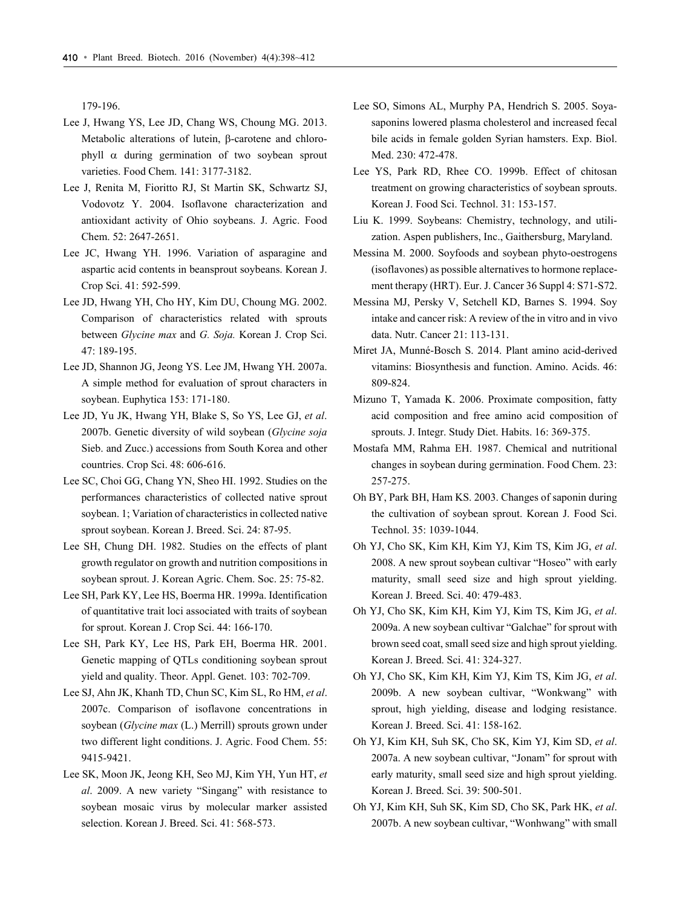179-196.

Lee J, Hwang YS, Lee JD, Chang WS, Choung MG. 2013. Metabolic alterations of lutein, β-carotene and chlorophyll α during germination of two soybean sprout varieties. Food Chem. 141: 3177-3182.

Lee J, Renita M, Fioritto RJ, St Martin SK, Schwartz SJ, Vodovotz Y. 2004. Isoflavone characterization and antioxidant activity of Ohio soybeans. J. Agric. Food Chem. 52: 2647-2651.

Lee JC, Hwang YH. 1996. Variation of asparagine and aspartic acid contents in beansprout soybeans. Korean J. Crop Sci. 41: 592-599.

Lee JD, Hwang YH, Cho HY, Kim DU, Choung MG. 2002. Comparison of characteristics related with sprouts between *Glycine max* and *G. Soja.* Korean J. Crop Sci. 47: 189-195.

Lee JD, Shannon JG, Jeong YS. Lee JM, Hwang YH. 2007a. A simple method for evaluation of sprout characters in soybean. Euphytica 153: 171-180.

Lee JD, Yu JK, Hwang YH, Blake S, So YS, Lee GJ, *et al*. 2007b. Genetic diversity of wild soybean (*Glycine soja* Sieb. and Zucc.) accessions from South Korea and other countries. Crop Sci. 48: 606-616.

Lee SC, Choi GG, Chang YN, Sheo HI. 1992. Studies on the performances characteristics of collected native sprout soybean. 1; Variation of characteristics in collected native sprout soybean. Korean J. Breed. Sci. 24: 87-95.

Lee SH, Chung DH. 1982. Studies on the effects of plant growth regulator on growth and nutrition compositions in soybean sprout. J. Korean Agric. Chem. Soc. 25: 75-82.

Lee SH, Park KY, Lee HS, Boerma HR. 1999a. Identification of quantitative trait loci associated with traits of soybean for sprout. Korean J. Crop Sci. 44: 166-170.

Lee SH, Park KY, Lee HS, Park EH, Boerma HR. 2001. Genetic mapping of QTLs conditioning soybean sprout yield and quality. Theor. Appl. Genet. 103: 702-709.

Lee SJ, Ahn JK, Khanh TD, Chun SC, Kim SL, Ro HM, *et al*. 2007c. Comparison of isoflavone concentrations in soybean (*Glycine max* (L.) Merrill) sprouts grown under two different light conditions. J. Agric. Food Chem. 55: 9415-9421.

Lee SK, Moon JK, Jeong KH, Seo MJ, Kim YH, Yun HT, *et al*. 2009. A new variety "Singang" with resistance to soybean mosaic virus by molecular marker assisted selection. Korean J. Breed. Sci. 41: 568-573.

Lee SO, Simons AL, Murphy PA, Hendrich S. 2005. Soyasaponins lowered plasma cholesterol and increased fecal bile acids in female golden Syrian hamsters. Exp. Biol. Med. 230: 472-478.

Lee YS, Park RD, Rhee CO. 1999b. Effect of chitosan treatment on growing characteristics of soybean sprouts. Korean J. Food Sci. Technol. 31: 153-157.

Liu K. 1999. Soybeans: Chemistry, technology, and utilization. Aspen publishers, Inc., Gaithersburg, Maryland.

Messina M. 2000. Soyfoods and soybean phyto-oestrogens (isoflavones) as possible alternatives to hormone replacement therapy (HRT). Eur. J. Cancer 36 Suppl 4: S71-S72.

Messina MJ, Persky V, Setchell KD, Barnes S. 1994. Soy intake and cancer risk: A review of the in vitro and in vivo data. Nutr. Cancer 21: 113-131.

Miret JA, Munné-Bosch S. 2014. Plant amino acid-derived vitamins: Biosynthesis and function. Amino. Acids. 46: 809-824.

Mizuno T, Yamada K. 2006. Proximate composition, fatty acid composition and free amino acid composition of sprouts. J. Integr. Study Diet. Habits. 16: 369-375.

Mostafa MM, Rahma EH. 1987. Chemical and nutritional changes in soybean during germination. Food Chem. 23: 257-275.

Oh BY, Park BH, Ham KS. 2003. Changes of saponin during the cultivation of soybean sprout. Korean J. Food Sci. Technol. 35: 1039-1044.

Oh YJ, Cho SK, Kim KH, Kim YJ, Kim TS, Kim JG, *et al*. 2008. A new sprout soybean cultivar "Hoseo" with early maturity, small seed size and high sprout yielding. Korean J. Breed. Sci. 40: 479-483.

Oh YJ, Cho SK, Kim KH, Kim YJ, Kim TS, Kim JG, *et al*. 2009a. A new soybean cultivar "Galchae" for sprout with brown seed coat, small seed size and high sprout yielding. Korean J. Breed. Sci. 41: 324-327.

Oh YJ, Cho SK, Kim KH, Kim YJ, Kim TS, Kim JG, *et al*. 2009b. A new soybean cultivar, "Wonkwang" with sprout, high yielding, disease and lodging resistance. Korean J. Breed. Sci. 41: 158-162.

Oh YJ, Kim KH, Suh SK, Cho SK, Kim YJ, Kim SD, *et al*. 2007a. A new soybean cultivar, "Jonam" for sprout with early maturity, small seed size and high sprout yielding. Korean J. Breed. Sci. 39: 500-501.

Oh YJ, Kim KH, Suh SK, Kim SD, Cho SK, Park HK, *et al*. 2007b. A new soybean cultivar, "Wonhwang" with small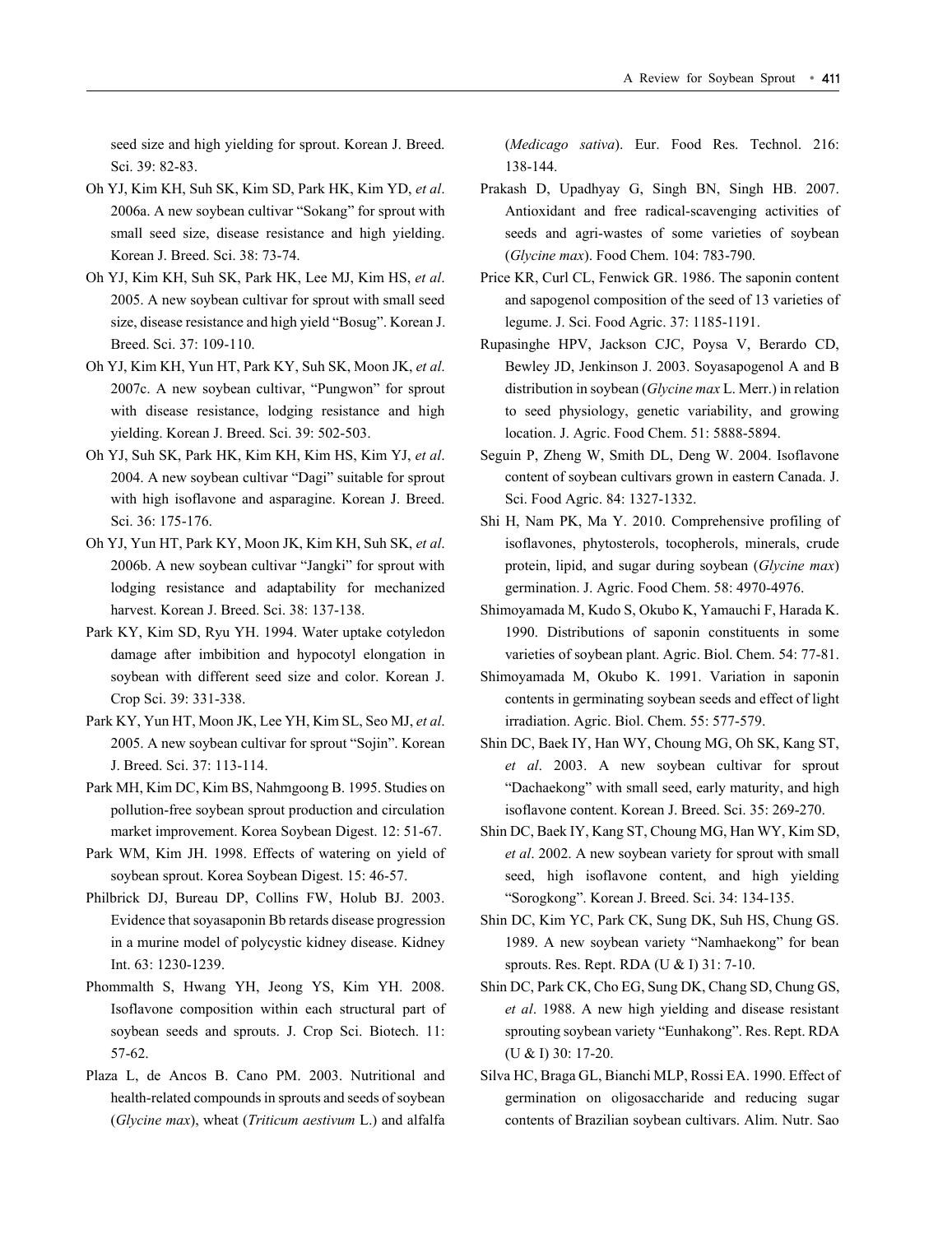seed size and high yielding for sprout. Korean J. Breed. Sci. 39: 82-83.

Oh YJ, Kim KH, Suh SK, Kim SD, Park HK, Kim YD, *et al*. 2006a. A new soybean cultivar "Sokang" for sprout with small seed size, disease resistance and high yielding. Korean J. Breed. Sci. 38: 73-74.

Oh YJ, Kim KH, Suh SK, Park HK, Lee MJ, Kim HS, *et al*. 2005. A new soybean cultivar for sprout with small seed size, disease resistance and high yield "Bosug". Korean J. Breed. Sci. 37: 109-110.

Oh YJ, Kim KH, Yun HT, Park KY, Suh SK, Moon JK, *et al*. 2007c. A new soybean cultivar, "Pungwon" for sprout with disease resistance, lodging resistance and high yielding. Korean J. Breed. Sci. 39: 502-503.

Oh YJ, Suh SK, Park HK, Kim KH, Kim HS, Kim YJ, *et al*. 2004. A new soybean cultivar "Dagi" suitable for sprout with high isoflavone and asparagine. Korean J. Breed. Sci. 36: 175-176.

Oh YJ, Yun HT, Park KY, Moon JK, Kim KH, Suh SK, *et al*. 2006b. A new soybean cultivar "Jangki" for sprout with lodging resistance and adaptability for mechanized harvest. Korean J. Breed. Sci. 38: 137-138.

Park KY, Kim SD, Ryu YH. 1994. Water uptake cotyledon damage after imbibition and hypocotyl elongation in soybean with different seed size and color. Korean J. Crop Sci. 39: 331-338.

Park KY, Yun HT, Moon JK, Lee YH, Kim SL, Seo MJ, *et al*. 2005. A new soybean cultivar for sprout "Sojin". Korean J. Breed. Sci. 37: 113-114.

Park MH, Kim DC, Kim BS, Nahmgoong B. 1995. Studies on pollution-free soybean sprout production and circulation market improvement. Korea Soybean Digest. 12: 51-67.

Park WM, Kim JH. 1998. Effects of watering on yield of soybean sprout. Korea Soybean Digest. 15: 46-57.

Philbrick DJ, Bureau DP, Collins FW, Holub BJ. 2003. Evidence that soyasaponin Bb retards disease progression in a murine model of polycystic kidney disease. Kidney Int. 63: 1230-1239.

Phommalth S, Hwang YH, Jeong YS, Kim YH. 2008. Isoflavone composition within each structural part of soybean seeds and sprouts. J. Crop Sci. Biotech. 11: 57-62.

Plaza L, de Ancos B. Cano PM. 2003. Nutritional and health-related compounds in sprouts and seeds of soybean (*Glycine max*), wheat (*Triticum aestivum* L.) and alfalfa (*Medicago sativa*). Eur. Food Res. Technol. 216: 138-144.

Prakash D, Upadhyay G, Singh BN, Singh HB. 2007. Antioxidant and free radical-scavenging activities of seeds and agri-wastes of some varieties of soybean (*Glycine max*). Food Chem. 104: 783-790.

Price KR, Curl CL, Fenwick GR. 1986. The saponin content and sapogenol composition of the seed of 13 varieties of legume. J. Sci. Food Agric. 37: 1185-1191.

Rupasinghe HPV, Jackson CJC, Poysa V, Berardo CD, Bewley JD, Jenkinson J. 2003. Soyasapogenol A and B distribution in soybean (*Glycine max* L. Merr.) in relation to seed physiology, genetic variability, and growing location. J. Agric. Food Chem. 51: 5888-5894.

Seguin P, Zheng W, Smith DL, Deng W. 2004. Isoflavone content of soybean cultivars grown in eastern Canada. J. Sci. Food Agric. 84: 1327-1332.

Shi H, Nam PK, Ma Y. 2010. Comprehensive profiling of isoflavones, phytosterols, tocopherols, minerals, crude protein, lipid, and sugar during soybean (*Glycine max*) germination. J. Agric. Food Chem. 58: 4970-4976.

Shimoyamada M, Kudo S, Okubo K, Yamauchi F, Harada K. 1990. Distributions of saponin constituents in some varieties of soybean plant. Agric. Biol. Chem. 54: 77-81.

Shimoyamada M, Okubo K. 1991. Variation in saponin contents in germinating soybean seeds and effect of light irradiation. Agric. Biol. Chem. 55: 577-579.

Shin DC, Baek IY, Han WY, Choung MG, Oh SK, Kang ST, *et al*. 2003. A new soybean cultivar for sprout "Dachaekong" with small seed, early maturity, and high isoflavone content. Korean J. Breed. Sci. 35: 269-270.

Shin DC, Baek IY, Kang ST, Choung MG, Han WY, Kim SD, *et al*. 2002. A new soybean variety for sprout with small seed, high isoflavone content, and high yielding "Sorogkong". Korean J. Breed. Sci. 34: 134-135.

Shin DC, Kim YC, Park CK, Sung DK, Suh HS, Chung GS. 1989. A new soybean variety "Namhaekong" for bean sprouts. Res. Rept. RDA (U & I) 31: 7-10.

Shin DC, Park CK, Cho EG, Sung DK, Chang SD, Chung GS, *et al*. 1988. A new high yielding and disease resistant sprouting soybean variety "Eunhakong". Res. Rept. RDA (U & I) 30: 17-20.

Silva HC, Braga GL, Bianchi MLP, Rossi EA. 1990. Effect of germination on oligosaccharide and reducing sugar contents of Brazilian soybean cultivars. Alim. Nutr. Sao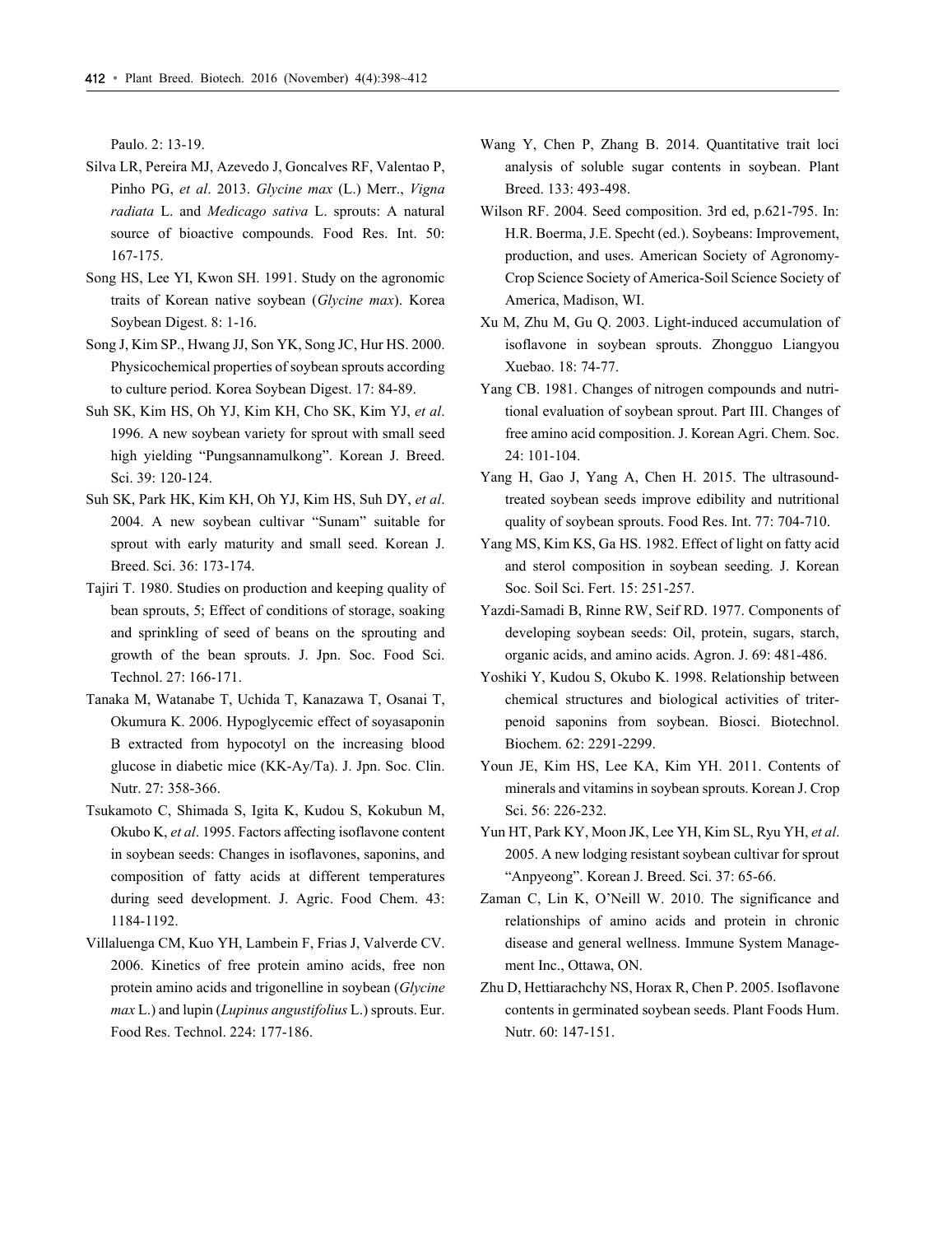Paulo. 2: 13-19.

Silva LR, Pereira MJ, Azevedo J, Goncalves RF, Valentao P, Pinho PG, *et al*. 2013. *Glycine max* (L.) Merr., *Vigna radiata* L. and *Medicago sativa* L. sprouts: A natural source of bioactive compounds. Food Res. Int. 50: 167-175.

Song HS, Lee YI, Kwon SH. 1991. Study on the agronomic traits of Korean native soybean (*Glycine max*). Korea Soybean Digest. 8: 1-16.

Song J, Kim SP., Hwang JJ, Son YK, Song JC, Hur HS. 2000. Physicochemical properties of soybean sprouts according to culture period. Korea Soybean Digest. 17: 84-89.

Suh SK, Kim HS, Oh YJ, Kim KH, Cho SK, Kim YJ, *et al*. 1996. A new soybean variety for sprout with small seed high yielding "Pungsannamulkong". Korean J. Breed. Sci. 39: 120-124.

Suh SK, Park HK, Kim KH, Oh YJ, Kim HS, Suh DY, *et al*. 2004. A new soybean cultivar "Sunam" suitable for sprout with early maturity and small seed. Korean J. Breed. Sci. 36: 173-174.

Tajiri T. 1980. Studies on production and keeping quality of bean sprouts, 5; Effect of conditions of storage, soaking and sprinkling of seed of beans on the sprouting and growth of the bean sprouts. J. Jpn. Soc. Food Sci. Technol. 27: 166-171.

Tanaka M, Watanabe T, Uchida T, Kanazawa T, Osanai T, Okumura K. 2006. Hypoglycemic effect of soyasaponin B extracted from hypocotyl on the increasing blood glucose in diabetic mice (KK-Ay/Ta). J. Jpn. Soc. Clin. Nutr. 27: 358-366.

Tsukamoto C, Shimada S, Igita K, Kudou S, Kokubun M, Okubo K, *et al*. 1995. Factors affecting isoflavone content in soybean seeds: Changes in isoflavones, saponins, and composition of fatty acids at different temperatures during seed development. J. Agric. Food Chem. 43: 1184-1192.

Villaluenga CM, Kuo YH, Lambein F, Frias J, Valverde CV. 2006. Kinetics of free protein amino acids, free non protein amino acids and trigonelline in soybean (*Glycine max* L.) and lupin (*Lupinus angustifolius* L.) sprouts. Eur. Food Res. Technol. 224: 177-186.

Wang Y, Chen P, Zhang B. 2014. Quantitative trait loci analysis of soluble sugar contents in soybean. Plant Breed. 133: 493-498.

Wilson RF. 2004. Seed composition. 3rd ed, p.621-795. In: H.R. Boerma, J.E. Specht (ed.). Soybeans: Improvement, production, and uses. American Society of Agronomy-Crop Science Society of America-Soil Science Society of America, Madison, WI.

Xu M, Zhu M, Gu Q. 2003. Light-induced accumulation of isoflavone in soybean sprouts. Zhongguo Liangyou Xuebao. 18: 74-77.

Yang CB. 1981. Changes of nitrogen compounds and nutritional evaluation of soybean sprout. Part III. Changes of free amino acid composition. J. Korean Agri. Chem. Soc. 24: 101-104.

Yang H, Gao J, Yang A, Chen H. 2015. The ultrasound-treated soybean seeds improve edibility and nutritional quality of soybean sprouts. Food Res. Int. 77: 704-710.

Yang MS, Kim KS, Ga HS. 1982. Effect of light on fatty acid and sterol composition in soybean seeding. J. Korean Soc. Soil Sci. Fert. 15: 251-257.

Yazdi-Samadi B, Rinne RW, Seif RD. 1977. Components of developing soybean seeds: Oil, protein, sugars, starch, organic acids, and amino acids. Agron. J. 69: 481-486.

Yoshiki Y, Kudou S, Okubo K. 1998. Relationship between chemical structures and biological activities of triterpenoid saponins from soybean. Biosci. Biotechnol. Biochem. 62: 2291-2299.

Youn JE, Kim HS, Lee KA, Kim YH. 2011. Contents of minerals and vitamins in soybean sprouts. Korean J. Crop Sci. 56: 226-232.

Yun HT, Park KY, Moon JK, Lee YH, Kim SL, Ryu YH, *et al*. 2005. A new lodging resistant soybean cultivar for sprout "Anpyeong". Korean J. Breed. Sci. 37: 65-66.

Zaman C, Lin K, O'Neill W. 2010. The significance and relationships of amino acids and protein in chronic disease and general wellness. Immune System Management Inc., Ottawa, ON.

Zhu D, Hettiarachchy NS, Horax R, Chen P. 2005. Isoflavone contents in germinated soybean seeds. Plant Foods Hum. Nutr. 60: 147-151.